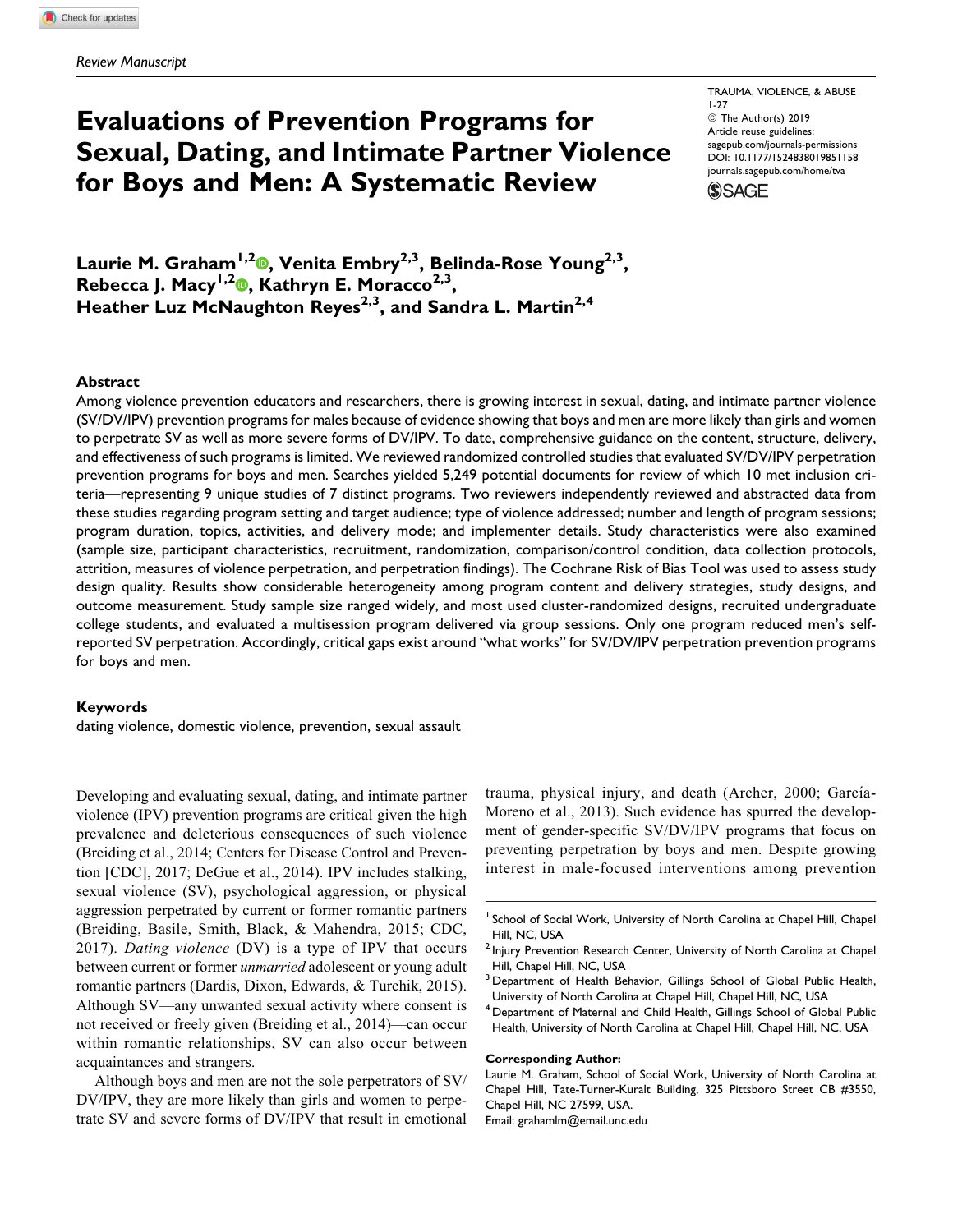Review Manuscript

# Evaluations of Prevention Programs for Sexual, Dating, and Intimate Partner Violence for Boys and Men: A Systematic Review

TRAUMA, VIOLENCE, & ABUSE
1-27
© The Author(s) 2019
Article reuse guidelines:
sagepub.com/journals-permissions
DOI: 10.1177/1524838019851158
journals.sagepub.com/home/tva

**Laurie M. Graham[1,2], Venita Embry[2,3], Belinda-Rose Young[2,3], Rebecca J. Macy[1,2], Kathryn E. Moracco[2,3], Heather Luz McNaughton Reyes[2,3], and Sandra L. Martin[2,4]**

## Abstract

Among violence prevention educators and researchers, there is growing interest in sexual, dating, and intimate partner violence (SV/DV/IPV) prevention programs for males because of evidence showing that boys and men are more likely than girls and women to perpetrate SV as well as more severe forms of DV/IPV. To date, comprehensive guidance on the content, structure, delivery, and effectiveness of such programs is limited. We reviewed randomized controlled studies that evaluated SV/DV/IPV perpetration prevention programs for boys and men. Searches yielded 5,249 potential documents for review of which 10 met inclusion criteria—representing 9 unique studies of 7 distinct programs. Two reviewers independently reviewed and abstracted data from these studies regarding program setting and target audience; type of violence addressed; number and length of program sessions; program duration, topics, activities, and delivery mode; and implementer details. Study characteristics were also examined (sample size, participant characteristics, recruitment, randomization, comparison/control condition, data collection protocols, attrition, measures of violence perpetration, and perpetration findings). The Cochrane Risk of Bias Tool was used to assess study design quality. Results show considerable heterogeneity among program content and delivery strategies, study designs, and outcome measurement. Study sample size ranged widely, and most used cluster-randomized designs, recruited undergraduate college students, and evaluated a multisession program delivered via group sessions. Only one program reduced men's self-reported SV perpetration. Accordingly, critical gaps exist around "what works" for SV/DV/IPV perpetration prevention programs for boys and men.

### Keywords

dating violence, domestic violence, prevention, sexual assault

Developing and evaluating sexual, dating, and intimate partner violence (IPV) prevention programs are critical given the high prevalence and deleterious consequences of such violence (Breiding et al., 2014; Centers for Disease Control and Prevention [CDC], 2017; DeGue et al., 2014). IPV includes stalking, sexual violence (SV), psychological aggression, or physical aggression perpetrated by current or former romantic partners (Breiding, Basile, Smith, Black, & Mahendra, 2015; CDC, 2017). *Dating violence* (DV) is a type of IPV that occurs between current or former *unmarried* adolescent or young adult romantic partners (Dardis, Dixon, Edwards, & Turchik, 2015). Although SV—any unwanted sexual activity where consent is not received or freely given (Breiding et al., 2014)—can occur within romantic relationships, SV can also occur between acquaintances and strangers.

Although boys and men are not the sole perpetrators of SV/DV/IPV, they are more likely than girls and women to perpetrate SV and severe forms of DV/IPV that result in emotional trauma, physical injury, and death (Archer, 2000; García-Moreno et al., 2013). Such evidence has spurred the development of gender-specific SV/DV/IPV programs that focus on preventing perpetration by boys and men. Despite growing interest in male-focused interventions among prevention

[1] School of Social Work, University of North Carolina at Chapel Hill, Chapel Hill, NC, USA
[2] Injury Prevention Research Center, University of North Carolina at Chapel Hill, Chapel Hill, NC, USA
[3] Department of Health Behavior, Gillings School of Global Public Health, University of North Carolina at Chapel Hill, Chapel Hill, NC, USA
[4] Department of Maternal and Child Health, Gillings School of Global Public Health, University of North Carolina at Chapel Hill, Chapel Hill, NC, USA

**Corresponding Author:**
Laurie M. Graham, School of Social Work, University of North Carolina at Chapel Hill, Tate-Turner-Kuralt Building, 325 Pittsboro Street CB #3550, Chapel Hill, NC 27599, USA.
Email: grahamlm@email.unc.edu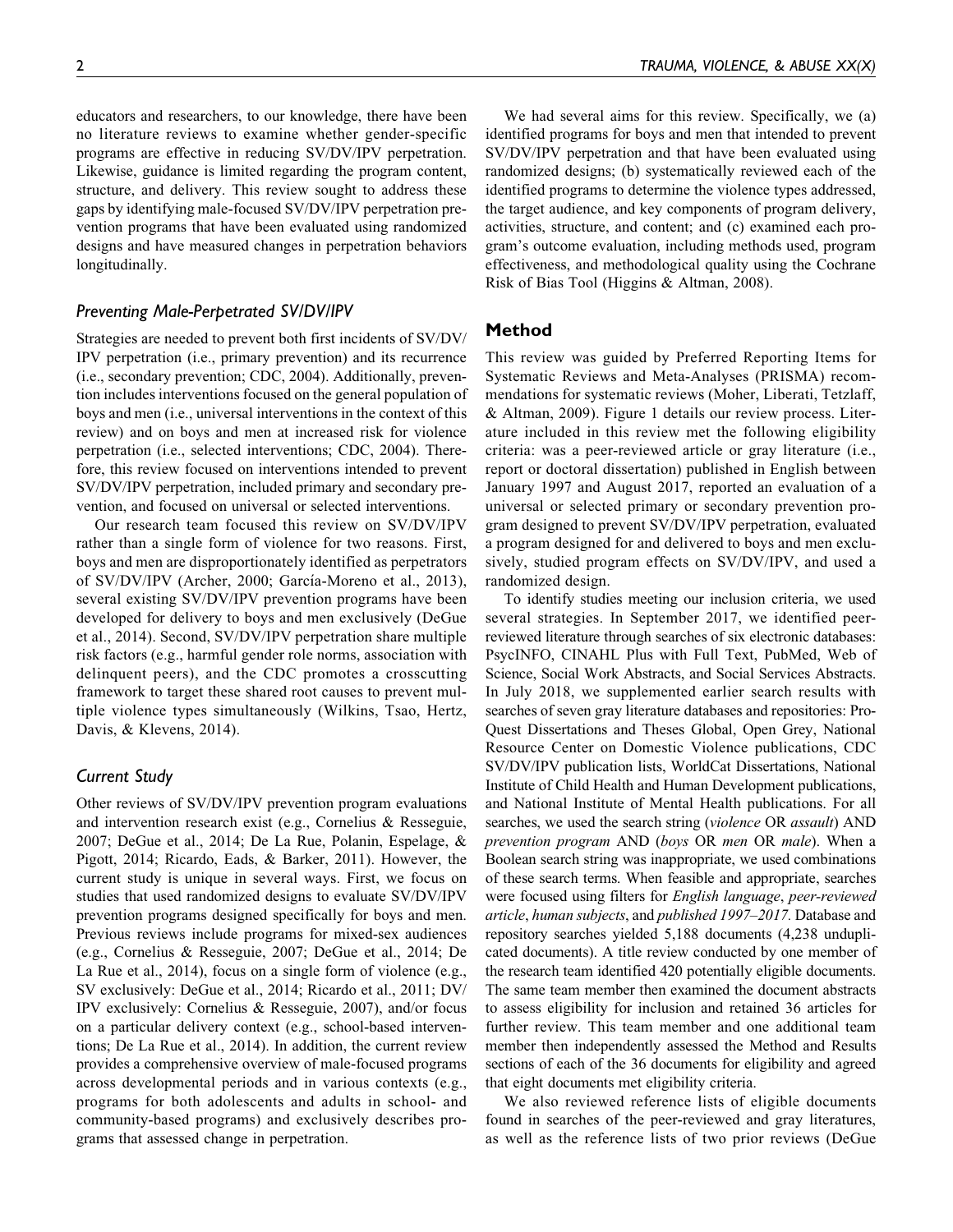educators and researchers, to our knowledge, there have been no literature reviews to examine whether gender-specific programs are effective in reducing SV/DV/IPV perpetration. Likewise, guidance is limited regarding the program content, structure, and delivery. This review sought to address these gaps by identifying male-focused SV/DV/IPV perpetration prevention programs that have been evaluated using randomized designs and have measured changes in perpetration behaviors longitudinally.

### *Preventing Male-Perpetrated SV/DV/IPV*

Strategies are needed to prevent both first incidents of SV/DV/IPV perpetration (i.e., primary prevention) and its recurrence (i.e., secondary prevention; CDC, 2004). Additionally, prevention includes interventions focused on the general population of boys and men (i.e., universal interventions in the context of this review) and on boys and men at increased risk for violence perpetration (i.e., selected interventions; CDC, 2004). Therefore, this review focused on interventions intended to prevent SV/DV/IPV perpetration, included primary and secondary prevention, and focused on universal or selected interventions.

Our research team focused this review on SV/DV/IPV rather than a single form of violence for two reasons. First, boys and men are disproportionately identified as perpetrators of SV/DV/IPV (Archer, 2000; García-Moreno et al., 2013), several existing SV/DV/IPV prevention programs have been developed for delivery to boys and men exclusively (DeGue et al., 2014). Second, SV/DV/IPV perpetration share multiple risk factors (e.g., harmful gender role norms, association with delinquent peers), and the CDC promotes a crosscutting framework to target these shared root causes to prevent multiple violence types simultaneously (Wilkins, Tsao, Hertz, Davis, & Klevens, 2014).

### *Current Study*

Other reviews of SV/DV/IPV prevention program evaluations and intervention research exist (e.g., Cornelius & Resseguie, 2007; DeGue et al., 2014; De La Rue, Polanin, Espelage, & Pigott, 2014; Ricardo, Eads, & Barker, 2011). However, the current study is unique in several ways. First, we focus on studies that used randomized designs to evaluate SV/DV/IPV prevention programs designed specifically for boys and men. Previous reviews include programs for mixed-sex audiences (e.g., Cornelius & Resseguie, 2007; DeGue et al., 2014; De La Rue et al., 2014), focus on a single form of violence (e.g., SV exclusively: DeGue et al., 2014; Ricardo et al., 2011; DV/IPV exclusively: Cornelius & Resseguie, 2007), and/or focus on a particular delivery context (e.g., school-based interventions; De La Rue et al., 2014). In addition, the current review provides a comprehensive overview of male-focused programs across developmental periods and in various contexts (e.g., programs for both adolescents and adults in school- and community-based programs) and exclusively describes programs that assessed change in perpetration.

We had several aims for this review. Specifically, we (a) identified programs for boys and men that intended to prevent SV/DV/IPV perpetration and that have been evaluated using randomized designs; (b) systematically reviewed each of the identified programs to determine the violence types addressed, the target audience, and key components of program delivery, activities, structure, and content; and (c) examined each program's outcome evaluation, including methods used, program effectiveness, and methodological quality using the Cochrane Risk of Bias Tool (Higgins & Altman, 2008).

## Method

This review was guided by Preferred Reporting Items for Systematic Reviews and Meta-Analyses (PRISMA) recommendations for systematic reviews (Moher, Liberati, Tetzlaff, & Altman, 2009). Figure 1 details our review process. Literature included in this review met the following eligibility criteria: was a peer-reviewed article or gray literature (i.e., report or doctoral dissertation) published in English between January 1997 and August 2017, reported an evaluation of a universal or selected primary or secondary prevention program designed to prevent SV/DV/IPV perpetration, evaluated a program designed for and delivered to boys and men exclusively, studied program effects on SV/DV/IPV, and used a randomized design.

To identify studies meeting our inclusion criteria, we used several strategies. In September 2017, we identified peer-reviewed literature through searches of six electronic databases: PsycINFO, CINAHL Plus with Full Text, PubMed, Web of Science, Social Work Abstracts, and Social Services Abstracts. In July 2018, we supplemented earlier search results with searches of seven gray literature databases and repositories: ProQuest Dissertations and Theses Global, Open Grey, National Resource Center on Domestic Violence publications, CDC SV/DV/IPV publication lists, WorldCat Dissertations, National Institute of Child Health and Human Development publications, and National Institute of Mental Health publications. For all searches, we used the search string (*violence* OR *assault*) AND *prevention program* AND (*boys* OR *men* OR *male*). When a Boolean search string was inappropriate, we used combinations of these search terms. When feasible and appropriate, searches were focused using filters for *English language*, *peer-reviewed article*, *human subjects*, and *published 1997–2017.* Database and repository searches yielded 5,188 documents (4,238 unduplicated documents). A title review conducted by one member of the research team identified 420 potentially eligible documents. The same team member then examined the document abstracts to assess eligibility for inclusion and retained 36 articles for further review. This team member and one additional team member then independently assessed the Method and Results sections of each of the 36 documents for eligibility and agreed that eight documents met eligibility criteria.

We also reviewed reference lists of eligible documents found in searches of the peer-reviewed and gray literatures, as well as the reference lists of two prior reviews (DeGue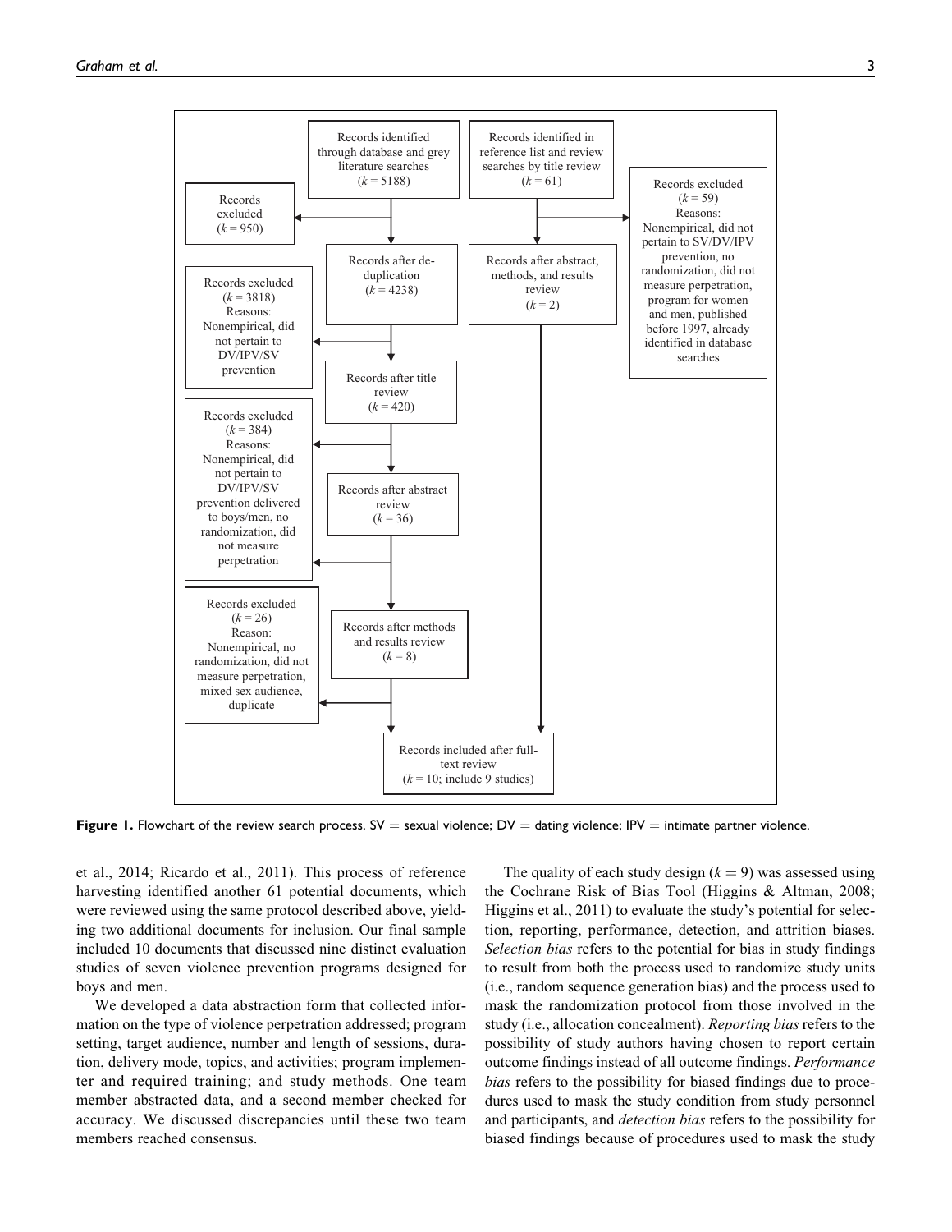Records identified through database and grey literature searches ($k = 5188$)

Records identified in reference list and review searches by title review ($k = 61$)

Records excluded ($k = 950$)

Records excluded ($k = 59$) Reasons: Nonempirical, did not pertain to SV/DV/IPV prevention, no randomization, did not measure perpetration, program for women and men, published before 1997, already identified in database searches

Records after de-duplication ($k = 4238$)

Records after abstract, methods, and results review ($k = 2$)

Records excluded ($k = 3818$) Reasons: Nonempirical, did not pertain to DV/IPV/SV prevention

Records after title review ($k = 420$)

Records excluded ($k = 384$) Reasons: Nonempirical, did not pertain to DV/IPV/SV prevention delivered to boys/men, no randomization, did not measure perpetration

Records after abstract review ($k = 36$)

Records excluded ($k = 26$) Reason: Nonempirical, no randomization, did not measure perpetration, mixed sex audience, duplicate

Records after methods and results review ($k = 8$)

Records included after full-text review ($k = 10$; include 9 studies)

**Figure 1.** Flowchart of the review search process. SV = sexual violence; DV = dating violence; IPV = intimate partner violence.

et al., 2014; Ricardo et al., 2011). This process of reference harvesting identified another 61 potential documents, which were reviewed using the same protocol described above, yielding two additional documents for inclusion. Our final sample included 10 documents that discussed nine distinct evaluation studies of seven violence prevention programs designed for boys and men.

We developed a data abstraction form that collected information on the type of violence perpetration addressed; program setting, target audience, number and length of sessions, duration, delivery mode, topics, and activities; program implementer and required training; and study methods. One team member abstracted data, and a second member checked for accuracy. We discussed discrepancies until these two team members reached consensus.

The quality of each study design ($k = 9$) was assessed using the Cochrane Risk of Bias Tool (Higgins & Altman, 2008; Higgins et al., 2011) to evaluate the study's potential for selection, reporting, performance, detection, and attrition biases. *Selection bias* refers to the potential for bias in study findings to result from both the process used to randomize study units (i.e., random sequence generation bias) and the process used to mask the randomization protocol from those involved in the study (i.e., allocation concealment). *Reporting bias* refers to the possibility of study authors having chosen to report certain outcome findings instead of all outcome findings. *Performance bias* refers to the possibility for biased findings due to procedures used to mask the study condition from study personnel and participants, and *detection bias* refers to the possibility for biased findings because of procedures used to mask the study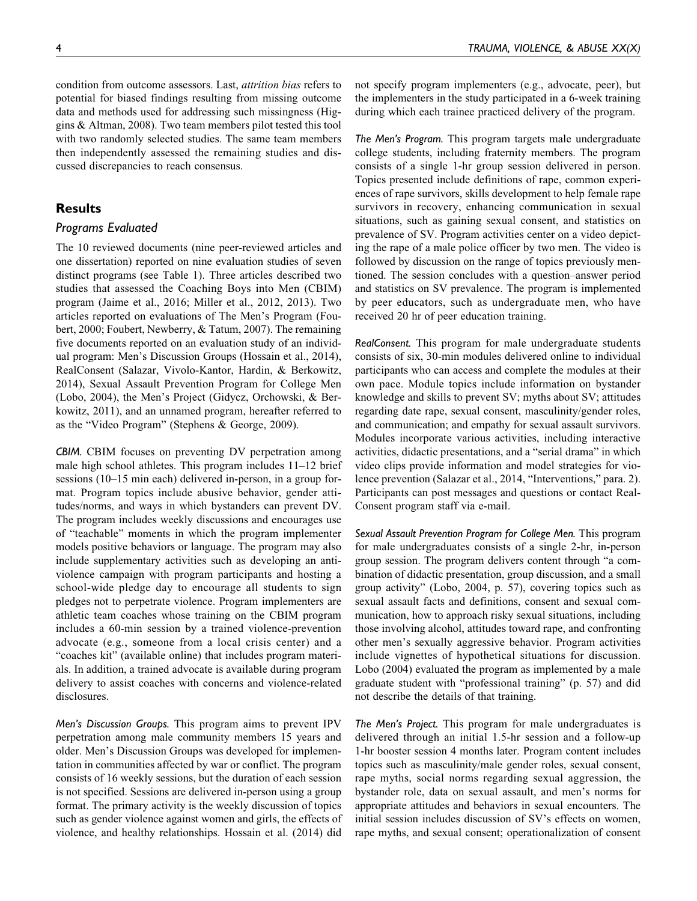condition from outcome assessors. Last, *attrition bias* refers to potential for biased findings resulting from missing outcome data and methods used for addressing such missingness (Higgins & Altman, 2008). Two team members pilot tested this tool with two randomly selected studies. The same team members then independently assessed the remaining studies and discussed discrepancies to reach consensus.

## Results

### Programs Evaluated

The 10 reviewed documents (nine peer-reviewed articles and one dissertation) reported on nine evaluation studies of seven distinct programs (see Table 1). Three articles described two studies that assessed the Coaching Boys into Men (CBIM) program (Jaime et al., 2016; Miller et al., 2012, 2013). Two articles reported on evaluations of The Men's Program (Foubert, 2000; Foubert, Newberry, & Tatum, 2007). The remaining five documents reported on an evaluation study of an individual program: Men's Discussion Groups (Hossain et al., 2014), RealConsent (Salazar, Vivolo-Kantor, Hardin, & Berkowitz, 2014), Sexual Assault Prevention Program for College Men (Lobo, 2004), the Men's Project (Gidycz, Orchowski, & Berkowitz, 2011), and an unnamed program, hereafter referred to as the "Video Program" (Stephens & George, 2009).

*CBIM.* CBIM focuses on preventing DV perpetration among male high school athletes. This program includes 11–12 brief sessions (10–15 min each) delivered in-person, in a group format. Program topics include abusive behavior, gender attitudes/norms, and ways in which bystanders can prevent DV. The program includes weekly discussions and encourages use of "teachable" moments in which the program implementer models positive behaviors or language. The program may also include supplementary activities such as developing an anti-violence campaign with program participants and hosting a school-wide pledge day to encourage all students to sign pledges not to perpetrate violence. Program implementers are athletic team coaches whose training on the CBIM program includes a 60-min session by a trained violence-prevention advocate (e.g., someone from a local crisis center) and a "coaches kit" (available online) that includes program materials. In addition, a trained advocate is available during program delivery to assist coaches with concerns and violence-related disclosures.

*Men's Discussion Groups.* This program aims to prevent IPV perpetration among male community members 15 years and older. Men's Discussion Groups was developed for implementation in communities affected by war or conflict. The program consists of 16 weekly sessions, but the duration of each session is not specified. Sessions are delivered in-person using a group format. The primary activity is the weekly discussion of topics such as gender violence against women and girls, the effects of violence, and healthy relationships. Hossain et al. (2014) did not specify program implementers (e.g., advocate, peer), but the implementers in the study participated in a 6-week training during which each trainee practiced delivery of the program.

*The Men's Program.* This program targets male undergraduate college students, including fraternity members. The program consists of a single 1-hr group session delivered in person. Topics presented include definitions of rape, common experiences of rape survivors, skills development to help female rape survivors in recovery, enhancing communication in sexual situations, such as gaining sexual consent, and statistics on prevalence of SV. Program activities center on a video depicting the rape of a male police officer by two men. The video is followed by discussion on the range of topics previously mentioned. The session concludes with a question–answer period and statistics on SV prevalence. The program is implemented by peer educators, such as undergraduate men, who have received 20 hr of peer education training.

*RealConsent.* This program for male undergraduate students consists of six, 30-min modules delivered online to individual participants who can access and complete the modules at their own pace. Module topics include information on bystander knowledge and skills to prevent SV; myths about SV; attitudes regarding date rape, sexual consent, masculinity/gender roles, and communication; and empathy for sexual assault survivors. Modules incorporate various activities, including interactive activities, didactic presentations, and a "serial drama" in which video clips provide information and model strategies for violence prevention (Salazar et al., 2014, "Interventions," para. 2). Participants can post messages and questions or contact RealConsent program staff via e-mail.

*Sexual Assault Prevention Program for College Men.* This program for male undergraduates consists of a single 2-hr, in-person group session. The program delivers content through "a combination of didactic presentation, group discussion, and a small group activity" (Lobo, 2004, p. 57), covering topics such as sexual assault facts and definitions, consent and sexual communication, how to approach risky sexual situations, including those involving alcohol, attitudes toward rape, and confronting other men's sexually aggressive behavior. Program activities include vignettes of hypothetical situations for discussion. Lobo (2004) evaluated the program as implemented by a male graduate student with "professional training" (p. 57) and did not describe the details of that training.

*The Men's Project.* This program for male undergraduates is delivered through an initial 1.5-hr session and a follow-up 1-hr booster session 4 months later. Program content includes topics such as masculinity/male gender roles, sexual consent, rape myths, social norms regarding sexual aggression, the bystander role, data on sexual assault, and men's norms for appropriate attitudes and behaviors in sexual encounters. The initial session includes discussion of SV's effects on women, rape myths, and sexual consent; operationalization of consent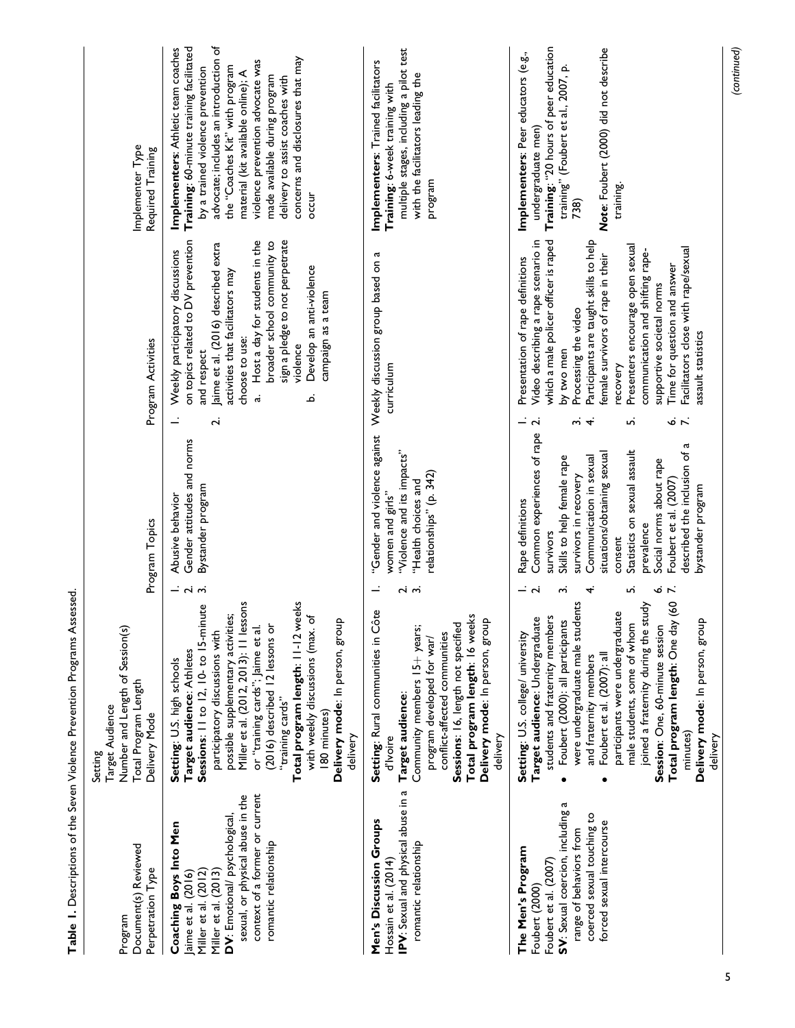**Table 1.** Descriptions of the Seven Violence Prevention Programs Assessed.

| Program<br>Document(s) Reviewed<br>Perpetration Type | Setting<br>Target Audience<br>Number and Length of Session(s)<br>Total Program Length<br>Delivery Mode | Program Topics | Program Activities | Implementer Type<br>Required Training |
|---|---|---|---|---|
| **Coaching Boys Into Men**<br>Jaime et al. (2016)<br>Miller et al. (2012)<br>Miller et al. (2013)<br>**DV**: Emotional/ psychological, sexual, or physical abuse in the context of a former or current romantic relationship | **Setting**: U.S. high schools<br>**Target audience**: Athletes<br>**Sessions**: 11 to 12, 10- to 15-minute participatory discussions with possible supplementary activities; Miller et al. (2012, 2013): 11 lessons or "training cards"; Jaime et al. (2016) described 12 lessons or "training cards"<br>**Total program length**: 11-12 weeks with weekly discussions (max. of 180 minutes)<br>**Delivery mode**: In person, group delivery | 1. Abusive behavior<br>2. Gender attitudes and norms<br>3. Bystander program | 1. Weekly participatory discussions on topics related to DV prevention and respect<br>2. Jaime et al. (2016) described extra activities that facilitators may choose to use:<br>a. Host a day for students in the broader school community to sign a pledge to not perpetrate violence<br>b. Develop an anti-violence campaign as a team | **Implementers**: Athletic team coaches<br>**Training**: 60-minute training facilitated by a trained violence prevention advocate; includes an introduction of the "Coaches Kit" with program material (kit available online); A violence prevention advocate was made available during program delivery to assist coaches with concerns and disclosures that may occur |
| **Men's Discussion Groups**<br>Hossain et al. (2014)<br>**IPV**: Sexual and physical abuse in a romantic relationship | **Setting**: Rural communities in Côte d'Ivoire<br>**Target audience**: Community members 15+ years; program developed for war/ conflict-affected communities<br>**Sessions**: 16, length not specified<br>**Total program length**: 16 weeks<br>**Delivery mode**: In person, group delivery | 1. "Gender and violence against women and girls"<br>2. "Violence and its impacts"<br>3. "Health choices and relationships" (p. 342) | Weekly discussion group based on a curriculum | **Implementers**: Trained facilitators<br>**Training**: 6-week training with multiple stages, including a pilot test with the facilitators leading the program |
| **The Men's Program**<br>Foubert (2000)<br>Foubert et al. (2007)<br>**SV**: Sexual coercion, including a range of behaviors from coerced sexual touching to forced sexual intercourse | **Setting**: U.S. college/ university<br>**Target audience**: Undergraduate students and fraternity members<br>• Foubert (2000): all participants were undergraduate male students and fraternity members<br>• Foubert et al. (2007): all participants were undergraduate male students, some of whom joined a fraternity during the study<br>**Session**: One, 60-minute session<br>**Total program length**: One day (60 minutes)<br>**Delivery mode**: In person, group delivery | 1. Rape definitions<br>2. Common experiences of rape survivors<br>3. Skills to help female rape survivors in recovery<br>4. Communication in sexual situations/obtaining sexual consent<br>5. Statistics on sexual assault prevalence<br>6. Social norms about rape<br>7. Foubert et al. (2007) described the inclusion of a bystander program | 1. Presentation of rape definitions<br>2. Video describing a rape scenario in which a male policer officer is raped by two men<br>3. Processing the video<br>4. Participants are taught skills to help female survivors of rape in their recovery<br>5. Presenters encourage open sexual communication and shifting rape-supportive societal norms<br>6. Time for question and answer<br>7. Facilitators close with rape/sexual assault statistics | **Implementers**: Peer educators (e.g., undergraduate men)<br>**Training**: "20 hours of peer education training" (Foubert et al., 2007, p. 738)<br>**Note**: Foubert (2000) did not describe training. |

(*continued*)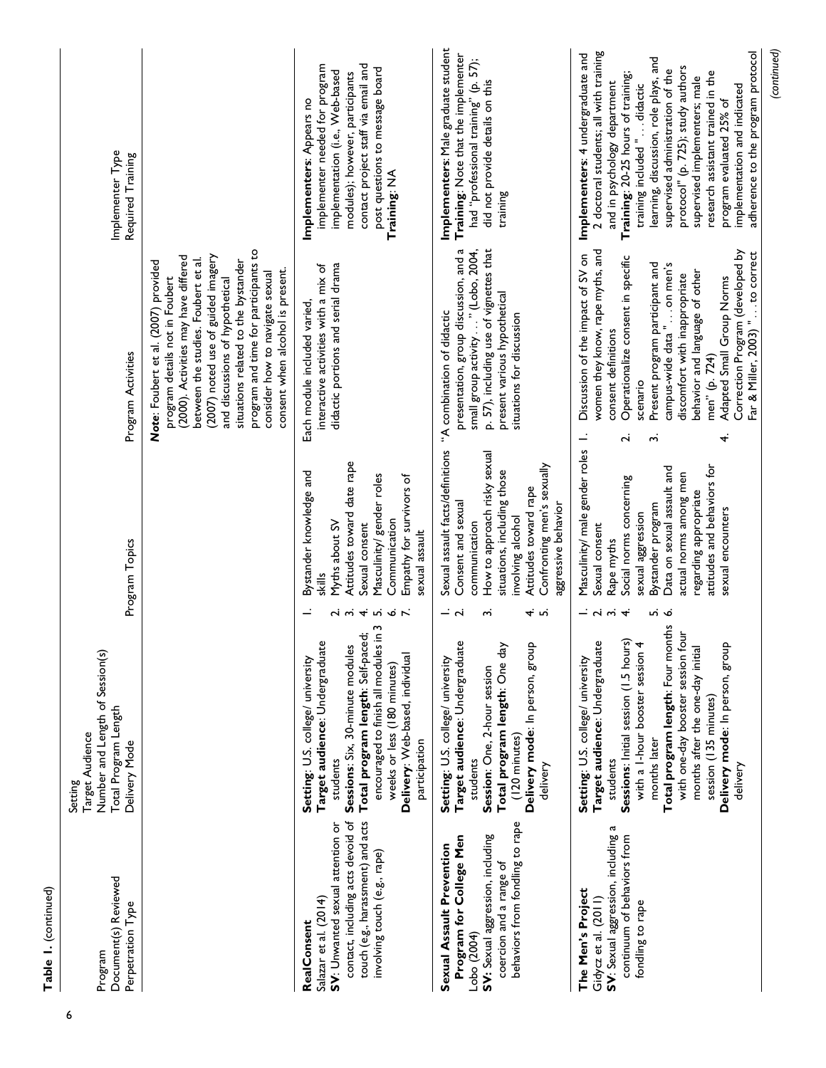**Table 1.** (continued)

| Program<br>Document(s) Reviewed<br>Perpetration Type | Setting<br>Target Audience<br>Number and Length of Session(s)<br>Total Program Length<br>Delivery Mode | Program Topics | Program Activities | Implementer Type<br>Required Training |
|---|---|---|---|---|
| | | | **Note**: Foubert et al. (2007) provided program details not in Foubert (2000). Activities may have differed between the studies. Foubert et al. (2007) noted use of guided imagery and discussions of hypothetical situations related to the bystander program and time for participants to consider how to navigate sexual consent when alcohol is present. | |
| **RealConsent**<br>Salazar et al. (2014)<br>**SV**: Unwanted sexual attention or contact, including acts devoid of touch (e.g., harassment) and acts involving touch (e.g., rape) | **Setting**: U.S. college/ university<br>**Target audience**: Undergraduate students<br>**Sessions**: Six, 30-minute modules<br>**Total program length**: Self-paced; encouraged to finish all modules in 3 weeks or less (180 minutes)<br>**Delivery**: Web-based, individual participation | 1. Bystander knowledge and skills<br>2. Myths about SV<br>3. Attitudes toward date rape<br>4. Sexual consent<br>5. Masculinity/ gender roles<br>6. Communication<br>7. Empathy for survivors of sexual assault | Each module included varied, interactive activities with a mix of didactic portions and serial drama | **Implementers**: Appears no implementer needed for program implementation (i.e., Web-based modules); however, participants contact project staff via email and post questions to message board<br>**Training**: NA |
| **Sexual Assault Prevention Program for College Men**<br>Lobo (2004)<br>**SV:** Sexual aggression, including coercion and a range of behaviors from fondling to rape | **Setting**: U.S. college/ university<br>**Target audience**: Undergraduate students<br>**Session**: One, 2-hour session<br>**Total program length**: One day (120 minutes)<br>**Delivery mode**: In person, group delivery | 1. Sexual assault facts/definitions<br>2. Consent and sexual communication<br>3. How to approach risky sexual situations, including those involving alcohol<br>4. Attitudes toward rape<br>5. Confronting men's sexually aggressive behavior | "A combination of didactic presentation, group discussion, and a small group activity . . ." (Lobo, 2004, p. 57), including use of vignettes that present various hypothetical situations for discussion | **Implementers**: Male graduate student<br>**Training**: Note that the implementer had "professional training" (p. 57); did not provide details on this training |
| **The Men's Project**<br>Gidycz et al. (2011)<br>**SV**: Sexual aggression, including a continuum of behaviors from fondling to rape | **Setting**: U.S. college/ university<br>**Target audience**: Undergraduate students<br>**Sessions**: Initial session (1.5 hours) with a 1-hour booster session 4 months later<br>**Total program length**: Four months with one-day booster session four months after the one-day initial session (135 minutes)<br>**Delivery mode**: In person, group delivery | 1. Masculinity/ male gender roles<br>2. Sexual consent<br>3. Rape myths<br>4. Social norms concerning sexual aggression<br>5. Bystander program<br>6. Data on sexual assault and actual norms among men regarding appropriate attitudes and behaviors for sexual encounters | 1. Discussion of the impact of SV on women they know, rape myths, and consent definitions<br>2. Operationalize consent in specific scenario<br>3. Present program participant and campus-wide data " . . . on men's discomfort with inappropriate behavior and language of other men" (p. 724)<br>4. Adapted Small Group Norms Correction Program (developed by Far & Miller, 2003) " . . . to correct | **Implementers**: 4 undergraduate and 2 doctoral students; all with training and in psychology department<br>**Training**: 20-25 hours of training; training included " . . . didactic learning, discussion, role plays, and supervised administration of the protocol" (p. 725); study authors supervised implementers; male research assistant trained in the program evaluated 25% of implementation and indicated adherence to the program protocol |

(continued)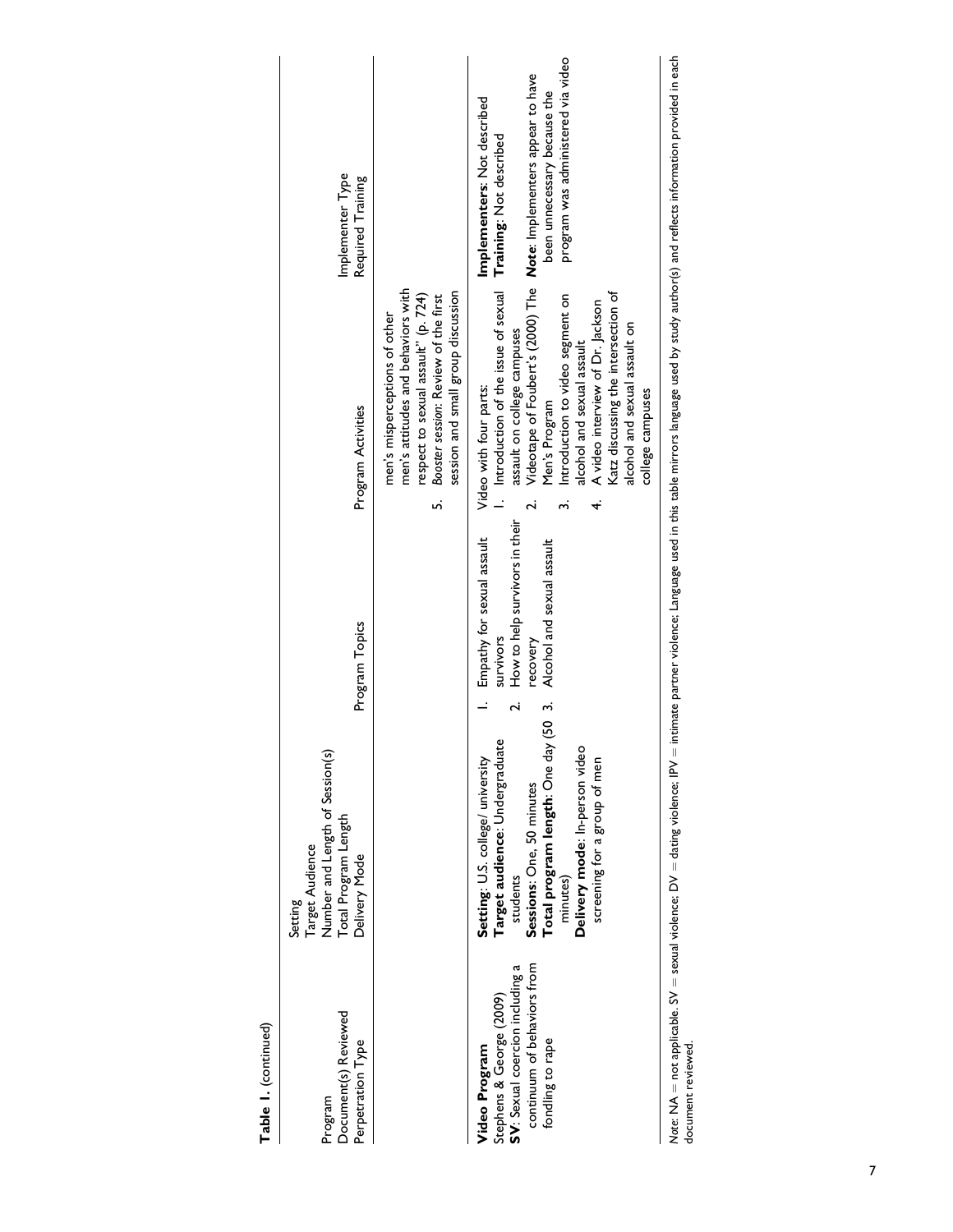**Table 1.** (continued)

| Program<br>Document(s) Reviewed<br>Perpetration Type | Setting<br>Target Audience<br>Number and Length of Session(s)<br>Total Program Length<br>Delivery Mode | Program Topics | Program Activities | Implementer Type<br>Required Training |
|---|---|---|---|---|
| | | | men's misperceptions of other men's attitudes and behaviors with respect to sexual assault" (p. 724)<br>5. *Booster session*: Review of the first session and small group discussion | |
| **Video Program**<br>Stephens & George (2009)<br>**SV**: Sexual coercion including a continuum of behaviors from fondling to rape | **Setting**: U.S. college/ university<br>**Target audience**: Undergraduate students<br>**Sessions**: One, 50 minutes<br>**Total program length**: One day (50 minutes)<br>**Delivery mode**: In-person video screening for a group of men | 1. Empathy for sexual assault survivors<br>2. How to help survivors in their recovery<br>3. Alcohol and sexual assault | Video with four parts:<br>1. Introduction of the issue of sexual assault on college campuses<br>2. Videotape of Foubert's (2000) The Men's Program<br>3. Introduction to video segment on alcohol and sexual assault<br>4. A video interview of Dr. Jackson Katz discussing the intersection of alcohol and sexual assault on college campuses | **Implementers**: Not described<br>**Training**: Not described<br>**Note**: Implementers appear to have been unnecessary because the program was administered via video |

*Note*. NA = not applicable. SV = sexual violence; DV = dating violence; IPV = intimate partner violence; Language used in this table mirrors language used by study author(s) and reflects information provided in each document reviewed.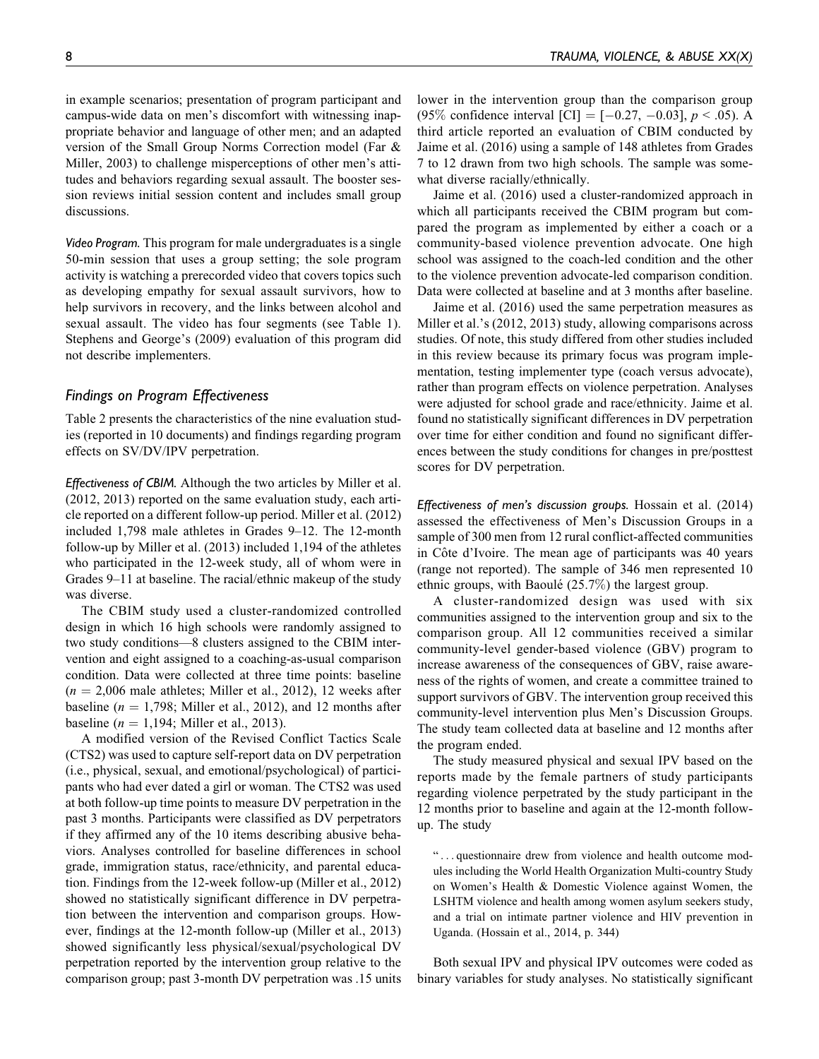in example scenarios; presentation of program participant and campus-wide data on men's discomfort with witnessing inappropriate behavior and language of other men; and an adapted version of the Small Group Norms Correction model (Far & Miller, 2003) to challenge misperceptions of other men's attitudes and behaviors regarding sexual assault. The booster session reviews initial session content and includes small group discussions.

*Video Program.* This program for male undergraduates is a single 50-min session that uses a group setting; the sole program activity is watching a prerecorded video that covers topics such as developing empathy for sexual assault survivors, how to help survivors in recovery, and the links between alcohol and sexual assault. The video has four segments (see Table 1). Stephens and George's (2009) evaluation of this program did not describe implementers.

## *Findings on Program Effectiveness*

Table 2 presents the characteristics of the nine evaluation studies (reported in 10 documents) and findings regarding program effects on SV/DV/IPV perpetration.

*Effectiveness of CBIM.* Although the two articles by Miller et al. (2012, 2013) reported on the same evaluation study, each article reported on a different follow-up period. Miller et al. (2012) included 1,798 male athletes in Grades 9–12. The 12-month follow-up by Miller et al. (2013) included 1,194 of the athletes who participated in the 12-week study, all of whom were in Grades 9–11 at baseline. The racial/ethnic makeup of the study was diverse.

The CBIM study used a cluster-randomized controlled design in which 16 high schools were randomly assigned to two study conditions—8 clusters assigned to the CBIM intervention and eight assigned to a coaching-as-usual comparison condition. Data were collected at three time points: baseline ($n$ = 2,006 male athletes; Miller et al., 2012), 12 weeks after baseline ($n$ = 1,798; Miller et al., 2012), and 12 months after baseline ($n$ = 1,194; Miller et al., 2013).

A modified version of the Revised Conflict Tactics Scale (CTS2) was used to capture self-report data on DV perpetration (i.e., physical, sexual, and emotional/psychological) of participants who had ever dated a girl or woman. The CTS2 was used at both follow-up time points to measure DV perpetration in the past 3 months. Participants were classified as DV perpetrators if they affirmed any of the 10 items describing abusive behaviors. Analyses controlled for baseline differences in school grade, immigration status, race/ethnicity, and parental education. Findings from the 12-week follow-up (Miller et al., 2012) showed no statistically significant difference in DV perpetration between the intervention and comparison groups. However, findings at the 12-month follow-up (Miller et al., 2013) showed significantly less physical/sexual/psychological DV perpetration reported by the intervention group relative to the comparison group; past 3-month DV perpetration was .15 units lower in the intervention group than the comparison group (95% confidence interval [CI] = [−0.27, −0.03], $p < .05$). A third article reported an evaluation of CBIM conducted by Jaime et al. (2016) using a sample of 148 athletes from Grades 7 to 12 drawn from two high schools. The sample was somewhat diverse racially/ethnically.

Jaime et al. (2016) used a cluster-randomized approach in which all participants received the CBIM program but compared the program as implemented by either a coach or a community-based violence prevention advocate. One high school was assigned to the coach-led condition and the other to the violence prevention advocate-led comparison condition. Data were collected at baseline and at 3 months after baseline.

Jaime et al. (2016) used the same perpetration measures as Miller et al.'s (2012, 2013) study, allowing comparisons across studies. Of note, this study differed from other studies included in this review because its primary focus was program implementation, testing implementer type (coach versus advocate), rather than program effects on violence perpetration. Analyses were adjusted for school grade and race/ethnicity. Jaime et al. found no statistically significant differences in DV perpetration over time for either condition and found no significant differences between the study conditions for changes in pre/posttest scores for DV perpetration.

*Effectiveness of men's discussion groups.* Hossain et al. (2014) assessed the effectiveness of Men's Discussion Groups in a sample of 300 men from 12 rural conflict-affected communities in Côte d'Ivoire. The mean age of participants was 40 years (range not reported). The sample of 346 men represented 10 ethnic groups, with Baoulé (25.7%) the largest group.

A cluster-randomized design was used with six communities assigned to the intervention group and six to the comparison group. All 12 communities received a similar community-level gender-based violence (GBV) program to increase awareness of the consequences of GBV, raise awareness of the rights of women, and create a committee trained to support survivors of GBV. The intervention group received this community-level intervention plus Men's Discussion Groups. The study team collected data at baseline and 12 months after the program ended.

The study measured physical and sexual IPV based on the reports made by the female partners of study participants regarding violence perpetrated by the study participant in the 12 months prior to baseline and again at the 12-month follow-up. The study

> " . . . questionnaire drew from violence and health outcome modules including the World Health Organization Multi-country Study on Women's Health & Domestic Violence against Women, the LSHTM violence and health among women asylum seekers study, and a trial on intimate partner violence and HIV prevention in Uganda. (Hossain et al., 2014, p. 344)

Both sexual IPV and physical IPV outcomes were coded as binary variables for study analyses. No statistically significant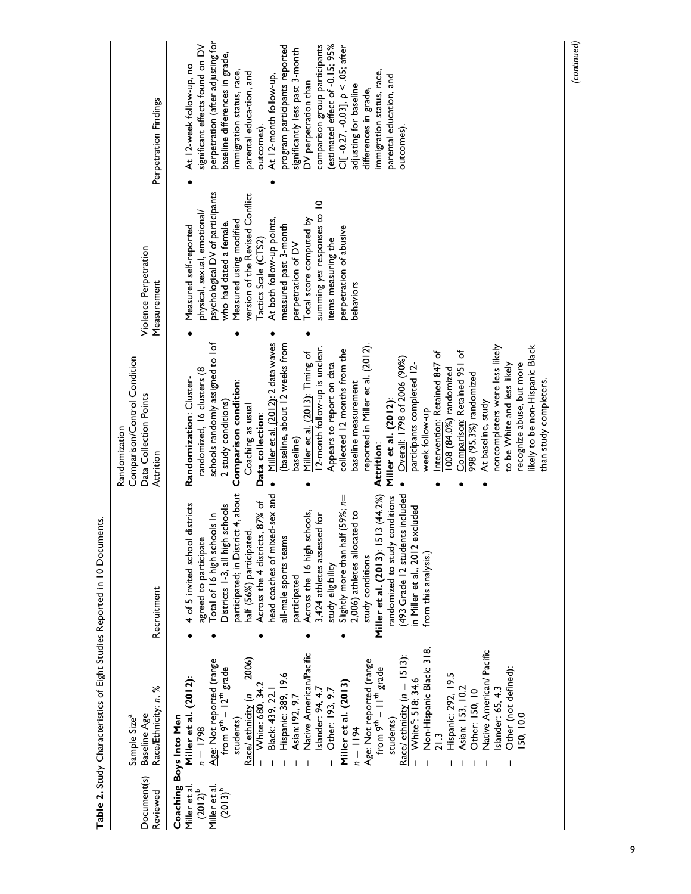**Table 2.** Study Characteristics of Eight Studies Reported in 10 Documents.

| Document(s) Reviewed | Sample Size[a] Baseline Age Race/Ethnicity: n, % | Recruitment | Randomization Comparison/Control Condition Data Collection Points Attrition | Violence Perpetration Measurement | Perpetration Findings |
|---|---|---|---|---|---|
| **Coaching Boys Into Men** | | | | | |
| Miller et al. (2012)[b] Miller et al. (2013)[b] | **Miller et al. (2012)**: $n = 1798$ <br> Age: Not reported (range from 9[th] – 12[th] grade students) <br> Race/ ethnicity ($n = 2006$) <br> – White: 680, 34.2 <br> – Black: 439, 22.1 <br> – Hispanic: 389, 19.6 <br> – Asian: 192, 9.7 <br> – Native American/Pacific Islander: 94, 4.7 <br> – Other: 193, 9.7 <br> **Miller et al. (2013)** <br> $n = 1194$ <br> Age: Not reported (range from 9[th] – 11[th] grade students) <br> Race/ ethnicity ($n = 1513$): <br> – White[c]: 518, 34.6 <br> – Non-Hispanic Black: 318, 21.3 <br> – Hispanic: 292, 19.5 <br> – Asian: 153, 10.2 <br> – Other: 150, 10 <br> – Native American/ Pacific Islander: 65, 4.3 <br> – Other (not defined): 150, 10.0 | • 4 of 5 invited school districts agreed to participate <br> • Total of 16 high schools In Districts 1-3, all high schools participated; in District 4, about half (56%) participated. <br> • Across the 4 districts, 87% of head coaches of mixed-sex and all-male sports teams participated <br> • Across the 16 high schools, 3,424 athletes assessed for study eligibility <br> • Slightly more than half (59%; $n=$ 2,006) athletes allocated to study conditions <br> **Miller et al. (2013)**: 1513 (44.2%) randomized to study conditions (493 Grade 12 students included in Miller et al., 2012 excluded from this analysis.) | **Randomization**: Cluster-randomized, 16 clusters (8 schools randomly assigned to 1of 2 study conditions) <br> **Comparison condition**: Coaching as usual <br> **Data collection**: <br> • Miller et al. (2012): 2 data waves (baseline, about 12 weeks from baseline) <br> • Miller et al. (2013): Timing of 12-month follow-up is unclear. Appears to report on data collected 12 months from the baseline measurement reported in Miller et al. (2012). <br> **Attrition**: <br> **Miller et al. (2012)**: <br> • Overall: 1798 of 2006 (90%) participants completed 12-week follow-up <br> • Intervention: Retained 847 of 1008 (84.0%) randomized <br> • Comparison: Retained 951 of 998 (95.3%) randomized <br> • At baseline, study noncompleters were less likely to be White and less likely recognize abuse, but more likely to be non-Hispanic Black than study completers. | • Measured self-reported physical, sexual, emotional/ psychological DV of participants who had dated a female. <br> • Measured using modified version of the Revised Conflict Tactics Scale (CTS2) <br> • At both follow-up points, measured past 3-month perpetration of DV <br> • Total score computed by summing yes responses to 10 items measuring the perpetration of abusive behaviors | • At 12-week follow-up, no significant effects found on DV perpetration (after adjusting for baseline differences in grade, immigration status, race, parental educa-tion, and outcomes). <br> • At 12-month follow-up, program participants reported significantly less past 3-month DV perpetration than comparison group participants (estimated effect of -0.15; 95% CI[ -0.27, -0.03], $p < .05$; after adjusting for baseline differences in grade, immigration status, race, parental education, and outcomes). |

*(continued)*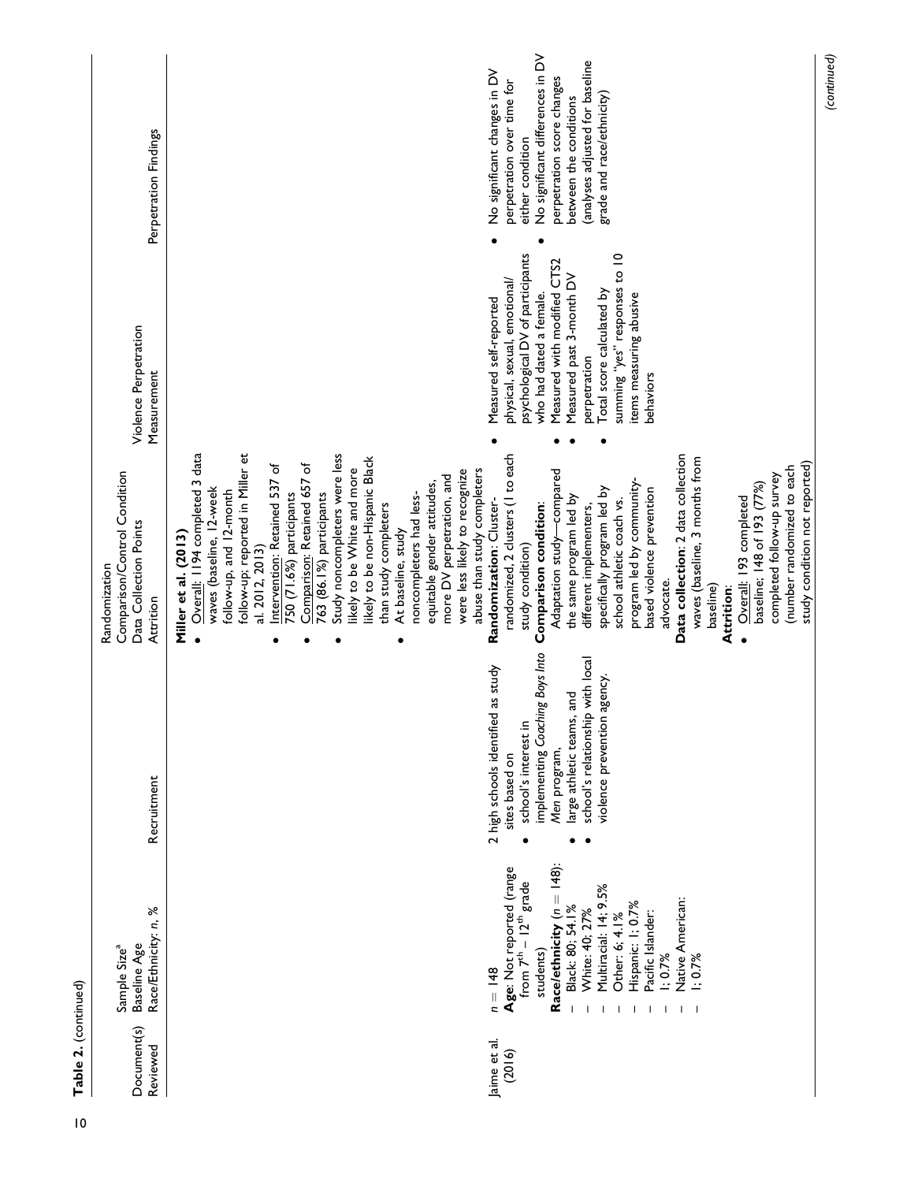**Table 2.** (continued)

| Document(s) Reviewed | Sample Size[a] Baseline Age Race/Ethnicity: n, % | Recruitment | Randomization Comparison/Control Condition Data Collection Points Attrition | Violence Perpetration Measurement | Perpetration Findings |
|---|---|---|---|---|---|
| | | | **Miller et al. (2013)** • Overall: 1194 completed 3 data waves (baseline, 12-week follow-up, and 12-month follow-up; reported in Miller et al. 2012, 2013) • Intervention: Retained 537 of 750 (71.6%) participants • Comparison: Retained 657 of 763 (86.1%) participants • Study noncompleters were less likely to be White and more likely to be non-Hispanic Black than study completers • At baseline, study noncompleters had less-equitable gender attitudes, more DV perpetration, and were less likely to recognize abuse than study completers | | |
| Jaime et al. (2016) | $n = 148$ **Age**: Not reported (range from 7th – 12th grade students) **Race/ethnicity** ($n = 148$): – Black: 80; 54.1% – White: 40; 27% – Multiracial: 14; 9.5% – Other: 6; 4.1% – Hispanic: 1; 0.7% – Pacific Islander: 1; 0.7% – Native American: 1; 0.7% | 2 high schools identified as study sites based on • school's interest in implementing *Coaching Boys Into Men* program, • large athletic teams, and • school's relationship with local violence prevention agency. | **Randomization**: Cluster-randomized, 2 clusters (1 to each study condition) **Comparison condition**: Adaptation study—compared the same program led by different implementers, specifically program led by school athletic coach vs. program led by community-based violence prevention advocate. **Data collection**: 2 data collection waves (baseline, 3 months from baseline) **Attrition**: • Overall: 193 completed baseline; 148 of 193 (77%) completed follow-up survey (number randomized to each study condition not reported) | • Measured self-reported physical, sexual, emotional/psychological DV of participants who had dated a female. • Measured with modified CTS2 • Measured past 3-month DV perpetration • Total score calculated by summing "yes" responses to 10 items measuring abusive behaviors | • No significant changes in DV perpetration over time for either condition • No significant differences in DV perpetration score changes between the conditions (analyses adjusted for baseline grade and race/ethnicity) |

*(continued)*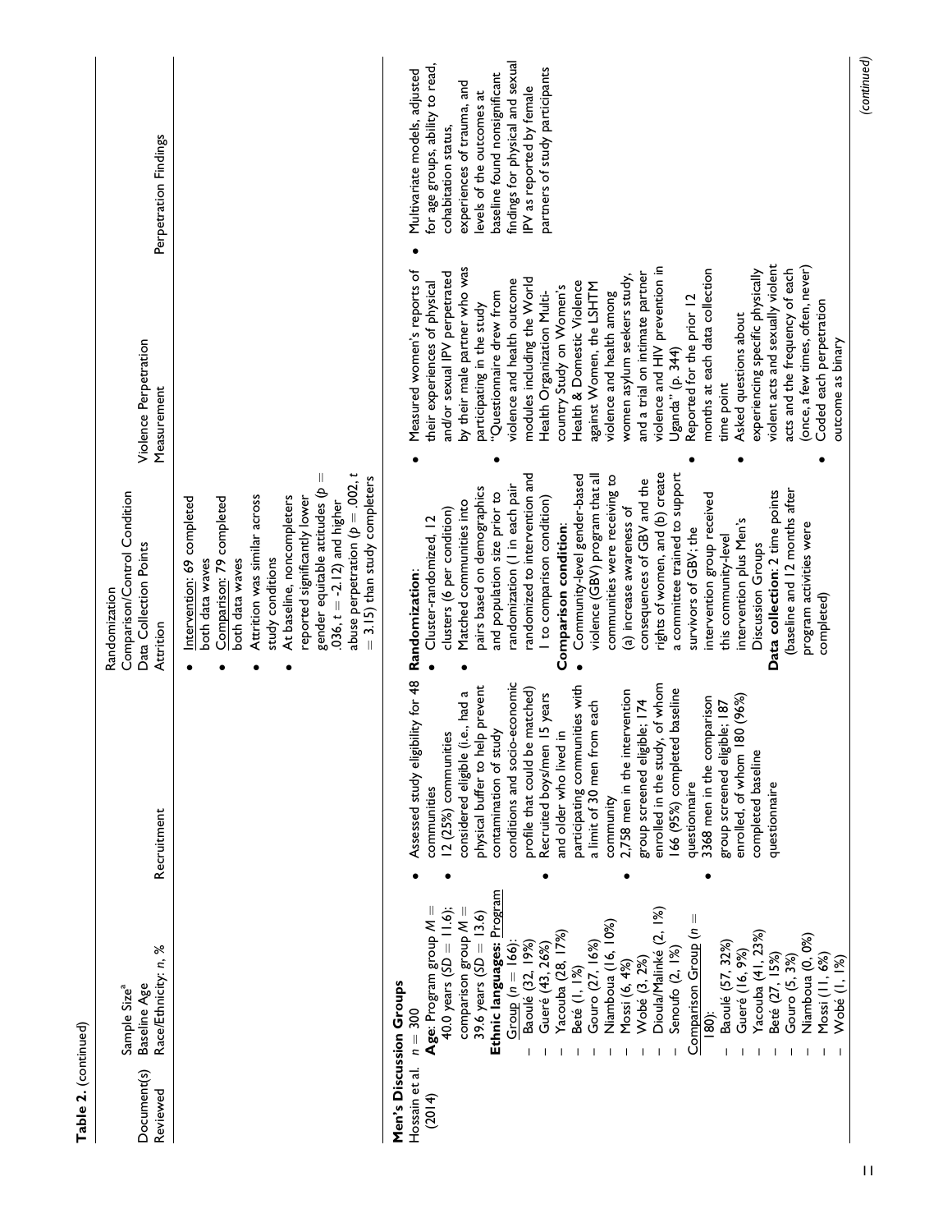**Table 2.** (continued)

| Document(s) Reviewed | Sample Size[a] Baseline Age Race/Ethnicity: n, % | Recruitment | Randomization Comparison/Control Condition Data Collection Points Attrition | Violence Perpetration Measurement | Perpetration Findings |
|---|---|---|---|---|---|
| | | | • Intervention: 69 completed both data waves<br>• Comparison: 79 completed both data waves<br>• Attrition was similar across study conditions<br>• At baseline, noncompleters reported significantly lower gender equitable attitudes ($p = .036$, $t = -2.12$) and higher abuse perpetration ($p = .002$, $t = 3.15$) than study completers | | |
| **Men's Discussion Groups** | | | | | |
| Hossain et al. (2014) | $n = 300$<br>**Age**: Program group $M = 40.0$ years ($SD = 11.6$); comparison group $M = 39.6$ years ($SD = 13.6$)<br>**Ethnic languages:** Program Group ($n = 166$):<br>– Baoulé (32, 19%)<br>– Gueré (43, 26%)<br>– Yacouba (28, 17%)<br>– Beté (1, 1%)<br>– Gouro (27, 16%)<br>– Niamboua (16, 10%)<br>– Mossi (6, 4%)<br>– Wobé (3, 2%)<br>– Dioula/Malinké (2, 1%)<br>– Senoufo (2, 1%)<br>Comparison Group ($n = 180$):<br>– Baoulé (57, 32%)<br>– Gueré (16, 9%)<br>– Yacouba (41, 23%)<br>– Beté (27, 15%)<br>– Gouro (5, 3%)<br>– Niamboua (0, 0%)<br>– Mossi (11, 6%)<br>– Wobé (1, 1%) | • Assessed study eligibility for 48 communities<br>• 12 (25%) communities considered eligible (i.e., had a physical buffer to help prevent contamination of study conditions and socio-economic profile that could be matched)<br>• Recruited boys/men 15 years and older who lived in participating communities with a limit of 30 men from each community<br>• 2,758 men in the intervention group screened eligible; 174 enrolled in the study, of whom 166 (95%) completed baseline questionnaire<br>• 3368 men in the comparison group screened eligible; 187 enrolled, of whom 180 (96%) completed baseline questionnaire | **Randomization**:<br>• Cluster-randomized, 12 clusters (6 per condition)<br>• Matched communities into pairs based on demographics and population size prior to randomization (1 in each pair randomized to intervention and 1 to comparison condition)<br>**Comparison condition**:<br>• Community-level gender-based violence (GBV) program that all communities were receiving to (a) increase awareness of consequences of GBV and the rights of women, and (b) create a committee trained to support survivors of GBV; the intervention group received this community-level intervention plus Men's Discussion Groups<br>**Data collection**: 2 time points (baseline and 12 months after program activities were completed) | • Measured women's reports of their experiences of physical and/or sexual IPV perpetrated by their male partner who was participating in the study<br>• "Questionnaire drew from violence and health outcome modules including the World Health Organization Multi-country Study on Women's Health & Domestic Violence against Women, the LSHTM violence and health among women asylum seekers study, and a trial on intimate partner violence and HIV prevention in Uganda" (p. 344)<br>• Reported for the prior 12 months at each data collection time point<br>• Asked questions about experiencing specific physically violent acts and sexually violent acts and the frequency of each (once, a few times, often, never)<br>• Coded each perpetration outcome as binary | • Multivariate models, adjusted for age groups, ability to read, cohabitation status, experiences of trauma, and levels of the outcomes at baseline found nonsignificant findings for physical and sexual IPV as reported by female partners of study participants |

(continued)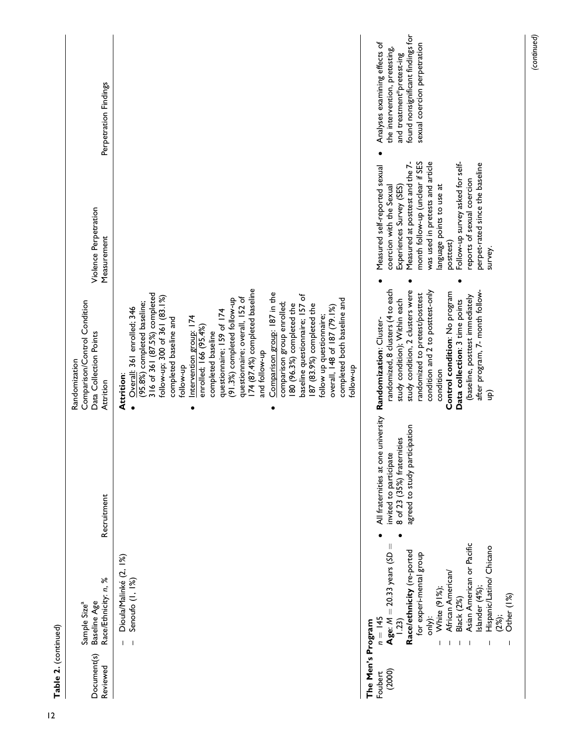**Table 2.** (continued)

| Document(s) Reviewed | Sample Size[a] Baseline Age Race/Ethnicity: n, % | Recruitment | Randomization Comparison/Control Condition Data Collection Points Attrition | Violence Perpetration Measurement | Perpetration Findings |
|---|---|---|---|---|---|
| | – Dioula/Malinké (2, 1%)<br>– Senoufo (1, 1%) | | **Attrition**:<br>• Overall: 361 enrolled; 346 (95.8%) completed baseline; 316 of 361 (87.5%) completed follow-up; 300 of 361 (83.1%) completed baseline and follow-up<br>• Intervention group: 174 enrolled; 166 (95.4%) completed baseline questionnaire; 159 of 174 (91.3%) completed follow-up questionnaire; overall, 152 of 174 (87.4%) completed baseline and follow-up<br>• Comparison group: 187 in the comparison group enrolled; 180 (96.3%) completed the baseline questionnaire; 157 of 187 (83.9%) completed the follow up questionnaire; overall, 148 of 187 (79.1%) completed both baseline and follow-up | | |
| **The Men's Program** | | | | | |
| Foubert (2000) | $n = 145$<br>**Age**: $M = 20.33$ years ($SD = 1.23$)<br>**Race/ethnicity** (re-ported for experi-mental group only):<br>– White (91%);<br>– African American/ Black (2%)<br>– Asian American or Pacific Islander (4%);<br>– Hispanic/Latino/ Chicano (2%);<br>– Other (1%) | • All fraternities at one university invited to participate<br>• 8 of 23 (35%) fraternities agreed to study participation | **Randomization**: Cluster-randomized, 8 clusters (4 to each study condition); Within each study condition, 2 clusters were randomized to pretest/posttest condition and 2 to posttest-only condition<br>**Control condition**: No program<br>**Data collection**: 3 time points (baseline, posttest immediately after program, 7- month follow-up) | • Measured self-reported sexual coercion with the Sexual Experiences Survey (SES)<br>• Measured at posttest and the 7-month follow-up (unclear if SES was used in pretests and article language points to use at posttest)<br>• Follow-up survey asked for self-reports of sexual coercion perpet-rated since the baseline survey. | • Analyses examining effects of the intervention, pretesting, and treatment*pretest-ing found nonsignificant findings for sexual coercion perpetration |

(continued)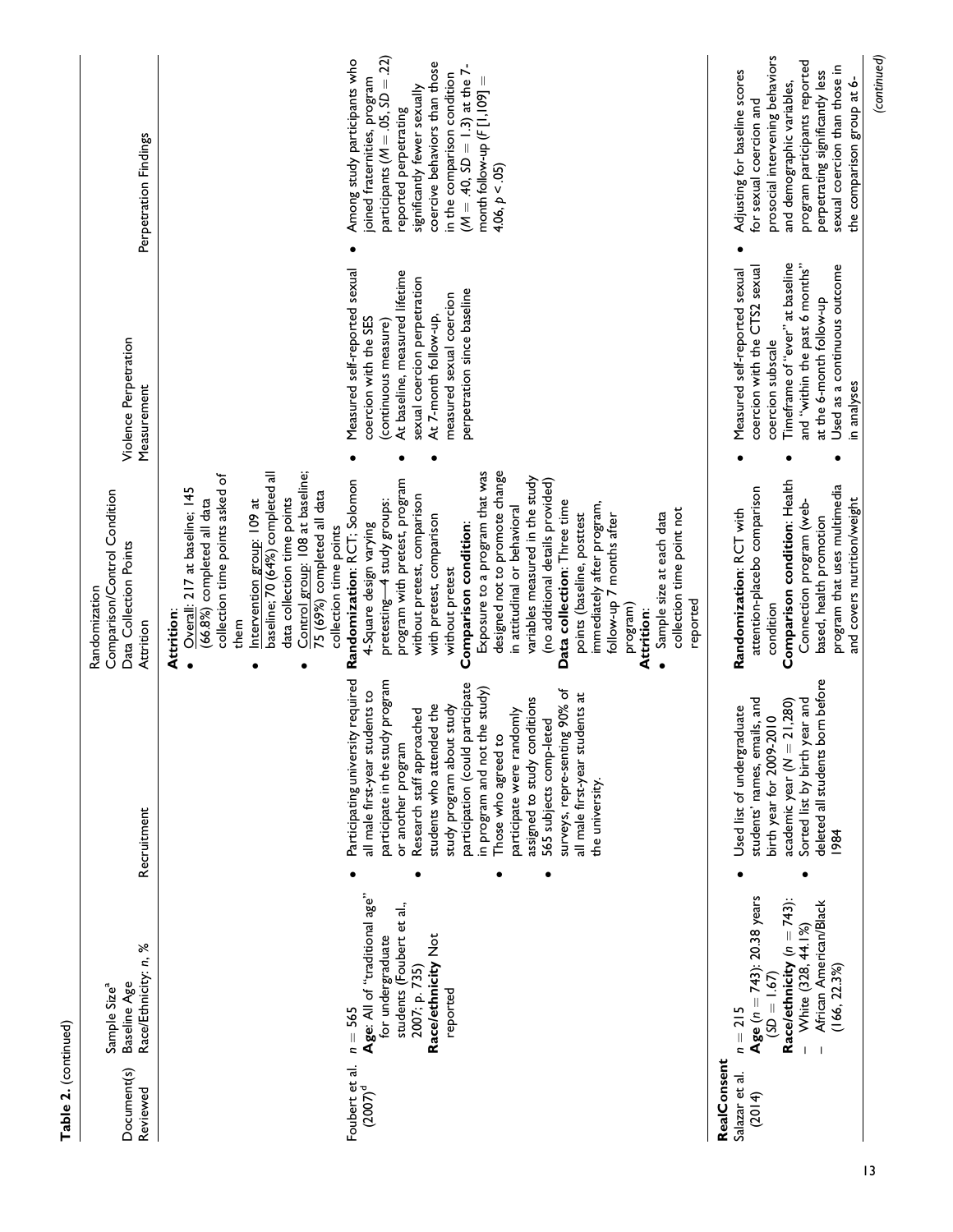**Table 2.** (continued)

| Document(s) Reviewed | Sample Size[a] Baseline Age Race/Ethnicity: n, % | Recruitment | Randomization Comparison/Control Condition Data Collection Points Attrition | Violence Perpetration Measurement | Perpetration Findings |
|---|---|---|---|---|---|
| | | | **Attrition**: • Overall: 217 at baseline; 145 (66.8%) completed all data collection time points asked of them • Intervention group: 109 at baseline; 70 (64%) completed all data collection time points • Control group: 108 at baseline; 75 (69%) completed all data collection time points | | |
| Foubert et al. (2007)[d] | $n = 565$ **Age**: All of "traditional age" for undergraduate students (Foubert et al., 2007, p. 735) **Race/ethnicity** Not reported | • Participating university required all male first-year students to participate in the study program or another program • Research staff approached students who attended the study program about study participation (could participate in program and not the study) • Those who agreed to participate were randomly assigned to study conditions • 565 subjects comp-leted surveys, repre-senting 90% of all male first-year students at the university. | **Randomization**: RCT; Solomon 4-Square design varying pretesting—4 study groups: program with pretest, program without pretest, comparison with pretest, comparison without pretest **Comparison condition**: Exposure to a program that was designed not to promote change in attitudinal or behavioral variables measured in the study (no additional details provided) **Data collection**: Three time points (baseline, posttest immediately after program, follow-up 7 months after program) **Attrition**: • Sample size at each data collection time point not reported | • Measured self-reported sexual coercion with the SES (continuous measure) • At baseline, measured lifetime sexual coercion perpetration • At 7-month follow-up, measured sexual coercion perpetration since baseline | • Among study participants who joined fraternities, program participants ($M = .05$, $SD = .22$) reported perpetrating significantly fewer sexually coercive behaviors than those in the comparison condition ($M = .40$, $SD = 1.3$) at the 7-month follow-up ($F[1,109] = 4.06$, $p < .05$) |
| **RealConsent** | | | | | |
| Salazar et al. (2014) | $n = 215$ **Age** ($n = 743$): 20.38 years ($SD = 1.67$) **Race/ethnicity** ($n = 743$): – White (328, 44.1%) – African American/Black (166, 22.3%) | • Used list of undergraduate students' names, emails, and birth year for 2009-2010 academic year ($N = 21,280$) • Sorted list by birth year and deleted all students born before 1984 | **Randomization**: RCT with attention-placebo comparison condition **Comparison condition**: Health Connection program (web-based, health promotion program that uses multimedia and covers nutrition/weight | • Measured self-reported sexual coercion with the CTS2 sexual coercion subscale • Timeframe of "ever" at baseline and "within the past 6 months" at the 6-month follow-up • Used as a continuous outcome in analyses | • Adjusting for baseline scores for sexual coercion and prosocial intervening behaviors and demographic variables, program participants reported perpetrating significantly less sexual coercion than those in the comparison group at 6- |

(continued)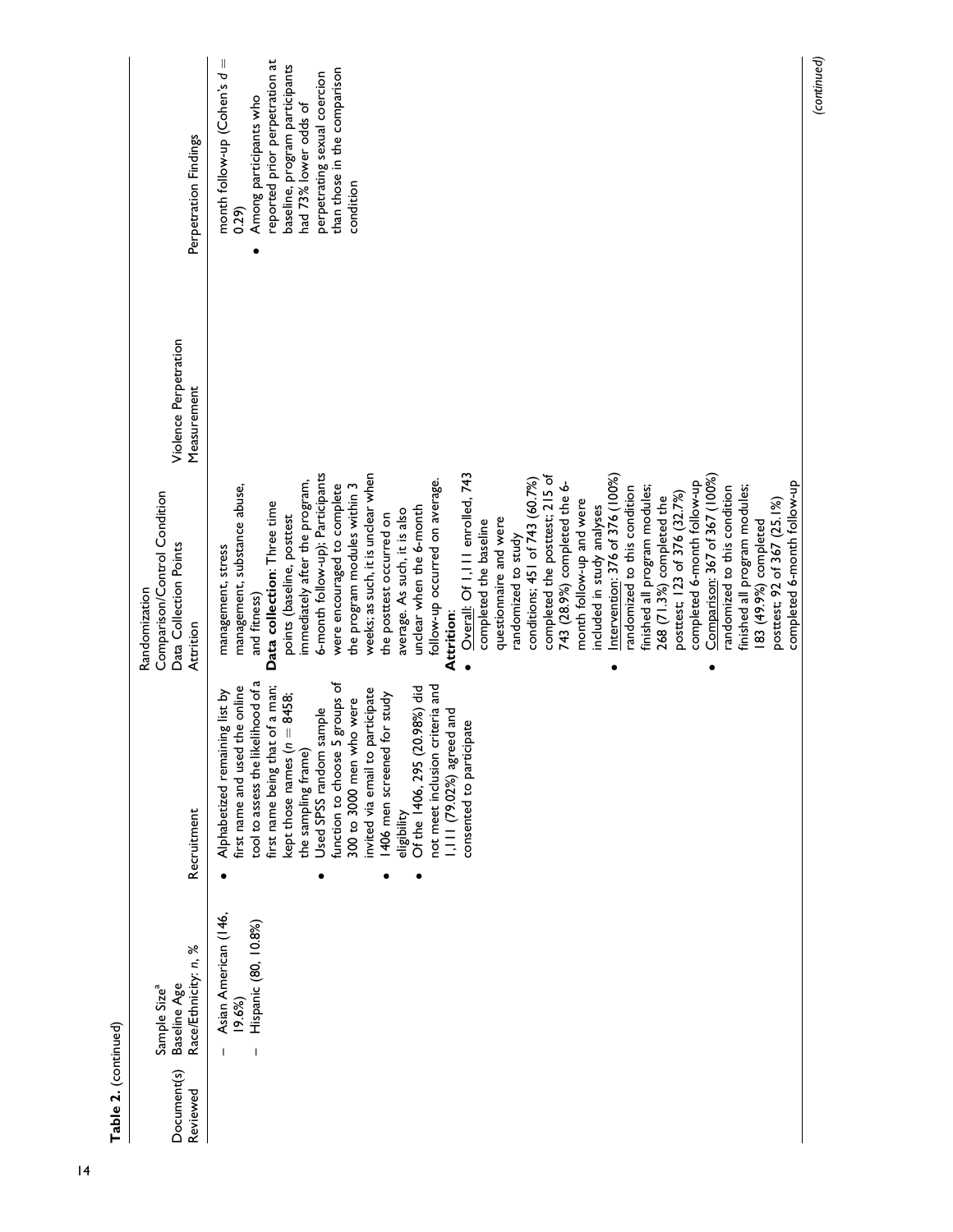**Table 2.** (continued)

| Document(s) Reviewed | Sample Size[a] Baseline Age Race/Ethnicity: n, % | Recruitment | Randomization Comparison/Control Condition Data Collection Points Attrition | Violence Perpetration Measurement | Perpetration Findings |
|---|---|---|---|---|---|
| | – Asian American (146, 19.6%)<br>– Hispanic (80, 10.8%) | • Alphabetized remaining list by first name and used the online tool to assess the likelihood of a first name being that of a man; kept those names (n = 8458; the sampling frame)<br>• Used SPSS random sample function to choose 5 groups of 300 to 3000 men who were invited via email to participate<br>• 1406 men screened for study eligibility<br>• Of the 1406, 295 (20.98%) did not meet inclusion criteria and 1,111 (79.02%) agreed and consented to participate | management, stress management, substance abuse, and fitness)<br>**Data collection**: Three time points (baseline, posttest immediately after the program, 6-month follow-up). Participants were encouraged to complete the program modules within 3 weeks; as such, it is unclear when the posttest occurred on average. As such, it is also unclear when the 6-month follow-up occurred on average.<br>**Attrition**:<br>• Overall: Of 1,111 enrolled, 743 completed the baseline questionnaire and were randomized to study conditions; 451 of 743 (60.7%) completed the posttest; 215 of 743 (28.9%) completed the 6-month follow-up and were included in study analyses<br>• Intervention: 376 of 376 (100%) randomized to this condition finished all program modules; 268 (71.3%) completed the posttest; 123 of 376 (32.7%) completed 6-month follow-up<br>• Comparison: 367 of 367 (100%) randomized to this condition finished all program modules; 183 (49.9%) completed posttest; 92 of 367 (25.1%) completed 6-month follow-up | | month follow-up (Cohen's d = 0.29)<br>• Among participants who reported prior perpetration at baseline, program participants had 73% lower odds of perpetrating sexual coercion than those in the comparison condition |

(continued)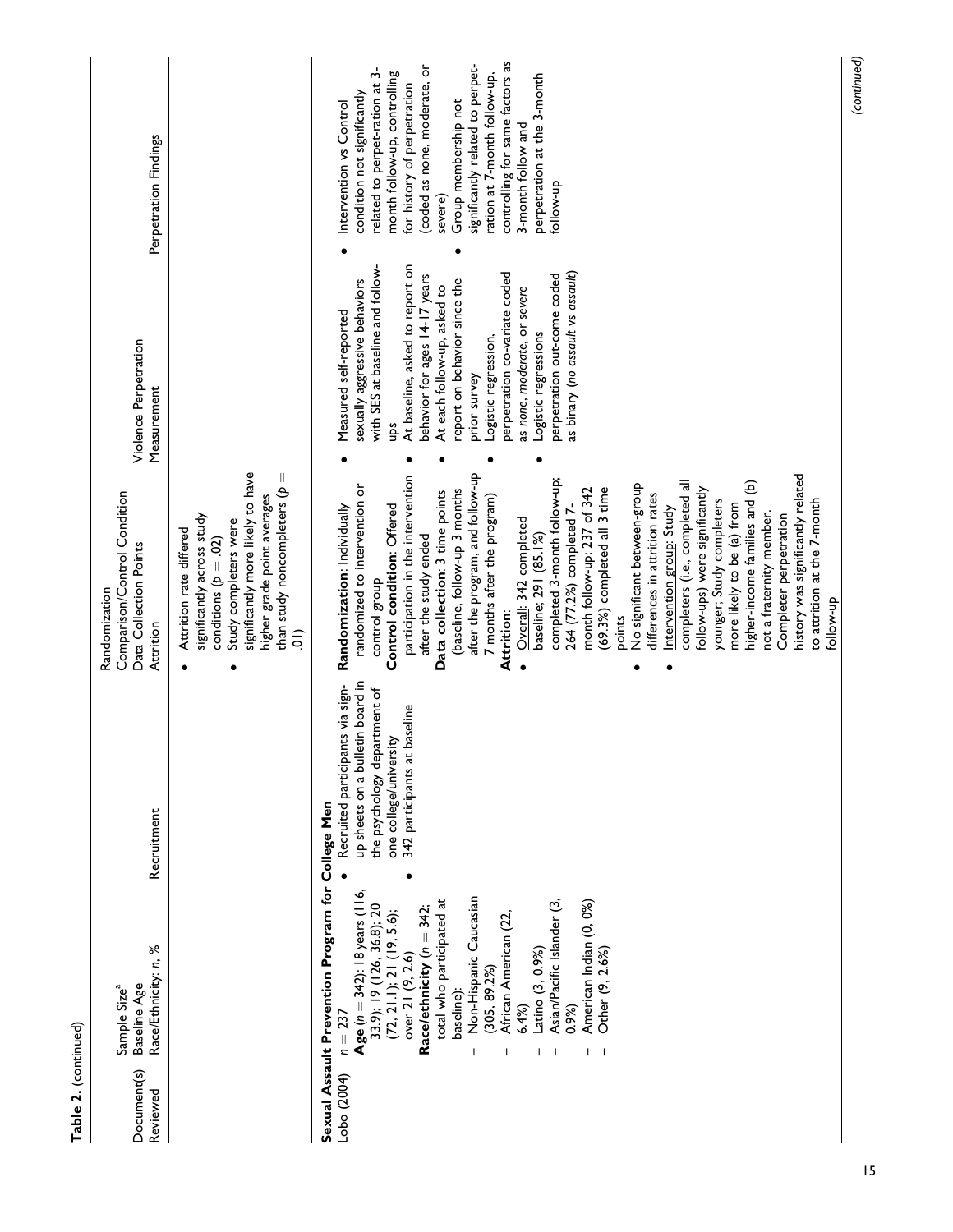**Table 2.** (continued)

| Document(s) Reviewed | Sample Size[a] Baseline Age Race/Ethnicity: n, % | Recruitment | Randomization Comparison/Control Condition Data Collection Points Attrition | Violence Perpetration Measurement | Perpetration Findings |
|---|---|---|---|---|---|
| | | | • Attrition rate differed significantly across study conditions ($p = .02$)<br>• Study completers were significantly more likely to have higher grade point averages than study noncompleters ($p = .01$) | | |
| **Sexual Assault Prevention Program for College Men** | | | | | |
| Lobo (2004) | $n = 237$<br>**Age** ($n = 342$): 18 years (116, 33.9); 19 (126, 36.8); 20 (72, 21.1); 21 (19, 5.6); over 21 (9, 2.6)<br>**Race/ethnicity** ($n = 342$; total who participated at baseline):<br>– Non-Hispanic Caucasian (305, 89.2%)<br>– African American (22, 6.4%)<br>– Latino (3, 0.9%)<br>– Asian/Pacific Islander (3, 0.9%)<br>– American Indian (0, 0%)<br>– Other (9, 2.6%) | • Recruited participants via sign-up sheets on a bulletin board in the psychology department of one college/university<br>• 342 participants at baseline | **Randomization**: Individually randomized to intervention or control group<br>**Control condition**: Offered participation in the intervention after the study ended<br>**Data collection**: 3 time points (baseline, follow-up 3 months after the program, and follow-up 7 months after the program)<br>**Attrition**:<br>• Overall: 342 completed baseline; 291 (85.1%) completed 3-month follow-up; 264 (77.2%) completed 7-month follow-up; 237 of 342 (69.3%) completed all 3 time points<br>• No significant between-group differences in attrition rates<br>• Intervention group: Study completers (i.e., completed all follow-ups) were significantly younger; Study completers more likely to be (a) from higher-income families and (b) not a fraternity member. Completer perpetration history was significantly related to attrition at the 7-month follow-up | • Measured self-reported sexually aggressive behaviors with SES at baseline and follow-ups<br>• At baseline, asked to report on behavior for ages 14-17 years<br>• At each follow-up, asked to report on behavior since the prior survey<br>• Logistic regression, perpetration co-variate coded as *none*, *moderate*, or *severe*<br>• Logistic regressions perpetration out-come coded as binary (*no assault* vs *assault*) | • Intervention vs Control condition not significantly related to perpet-ration at 3-month follow-up, controlling for history of perpetration (coded as none, moderate, or severe)<br>• Group membership not significantly related to perpet-ration at 7-month follow-up, controlling for same factors as 3-month follow and perpetration at the 3-month follow-up |

(continued)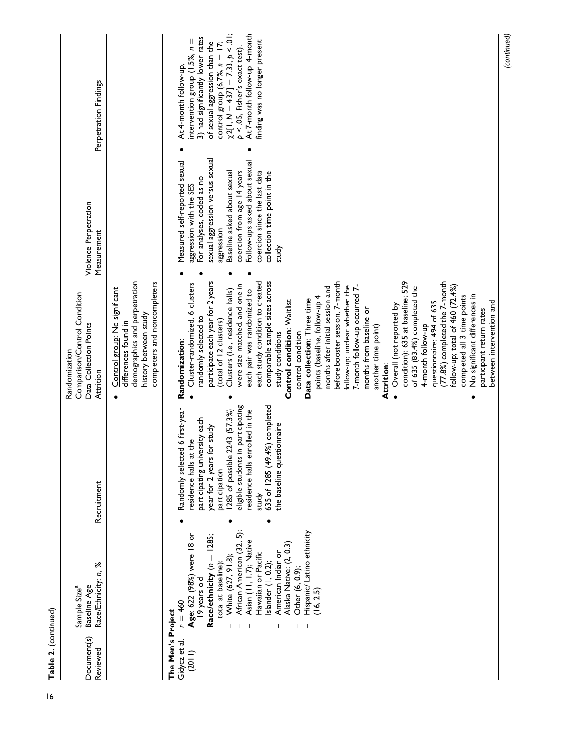**Table 2.** (continued)

| Document(s) Reviewed | Sample Size[a] Baseline Age Race/Ethnicity: n, % | Recruitment | Randomization Comparison/Control Condition Data Collection Points Attrition | Violence Perpetration Measurement | Perpetration Findings |
|---|---|---|---|---|---|
| | | | • Control group: No significant differences found in demographics and perpetration history between study completers and noncompleters | | |
| **The Men's Project** | | | | | |
| Gidycz et al. (2011) | $n = 460$ **Age**: 622 (98%) were 18 or 19 years old **Race/ethnicity** ($n = 1285$; total at baseline): – White (627, 91.8); – African American (32, 5); – Asian (11, 1.7); Native Hawaiian or Pacific Islander (1, 0.2); – American Indian or Alaska Native: (2, 0.3) – Other (6, 0.9); – Hispanic/ Latino ethnicity (16, 2.5) | • Randomly selected 6 first-year residence halls at the participating university each year for 2 years for study participation • 1285 of possible 2243 (57.3%) eligible students in participating residence halls enrolled in the study • 635 of 1285 (49.4%) completed the baseline questionnaire | **Randomization**: • Cluster-randomized, 6 clusters randomly selected to participate each year for 2 years (total of 12 clusters) • Clusters (i.e., residence halls) were size-matched, and one in each pair was randomized to each study condition to created comparable sample sizes across study conditions **Control condition**: Waitlist control condition **Data collection**: Three time points (baseline, follow-up 4 months after initial session and before booster session, 7-month follow-up; unclear whether the 7-month follow-up occurred 7-months from baseline or another time point) **Attrition**: • Overall (not reported by condition): 635 at baseline; 529 of 635 (83.4%) completed the 4-month follow-up questionnaire; 494 of 635 (77.8%) completed the 7-month follow-up; total of 460 (72.4%) completed all 3 time points • No significant differences in participant return rates between intervention and | • Measured self-reported sexual aggression with the SES • For analyses, coded as no sexual aggression versus sexual aggression • Baseline asked about sexual coercion from age 14 years • Follow-ups asked about sexual coercion since the last data collection time point in the study | • At 4-month follow-up, intervention group (1.5%, $n = 3$) had significantly lower rates of sexual aggression than the control group (6.7%, $n = 17$; $\chi 2[1, N = 437] = 7.33$, $p < .01$; $p < .05$, Fisher's exact test). • At 7-month follow-up, 4-month finding was no longer present |

(continued)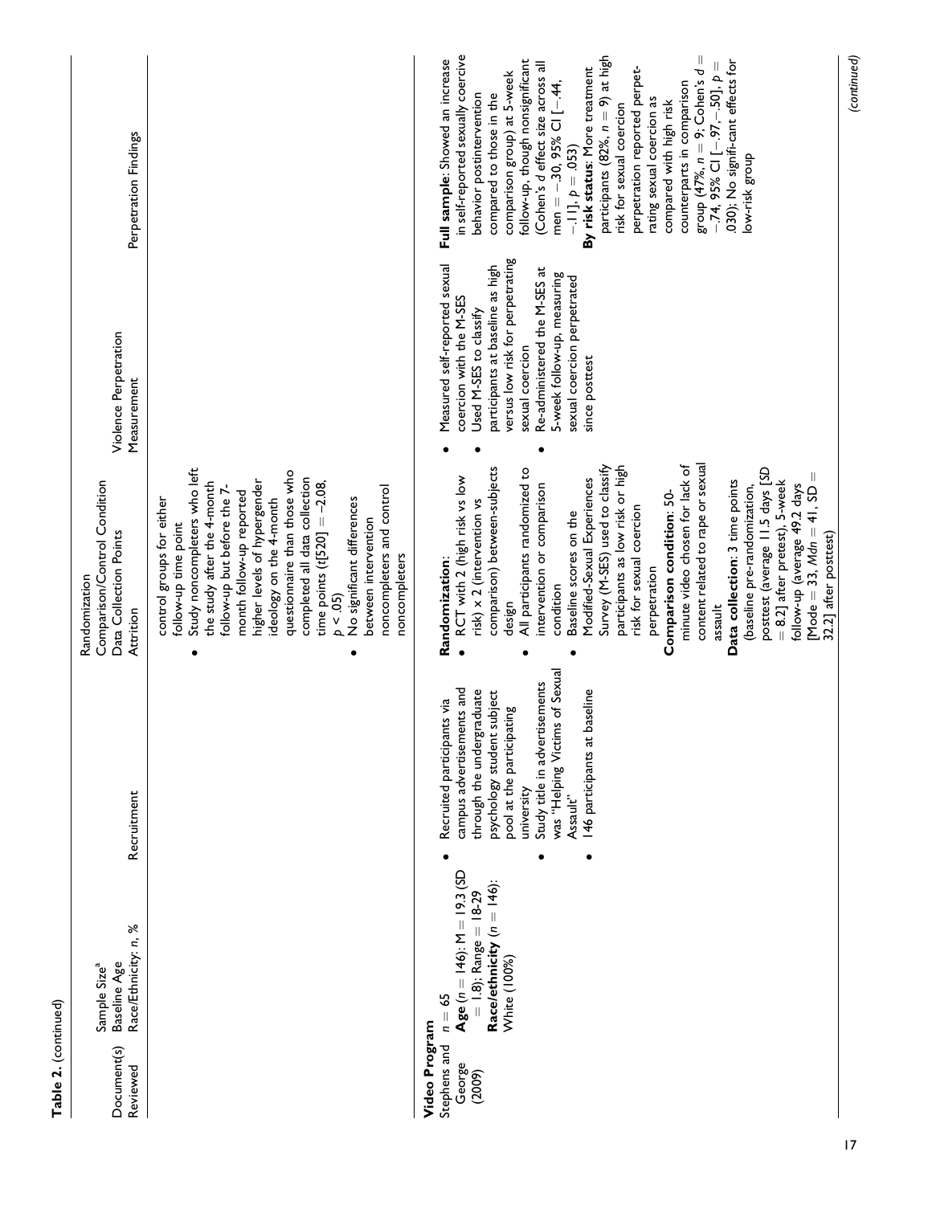**Table 2.** (continued)

| Document(s) Reviewed | Sample Size[a] Baseline Age Race/Ethnicity: n, % | Recruitment | Randomization Comparison/Control Condition Data Collection Points Attrition | Violence Perpetration Measurement | Perpetration Findings |
|---|---|---|---|---|---|
| | | | control groups for either follow-up time point<br>• Study noncompleters who left the study after the 4-month follow-up but before the 7-month follow-up reported higher levels of hypergender ideology on the 4-month questionnaire than those who completed all data collection time points ($t[520] = -2.08$, $p < .05$)<br>• No significant differences between intervention noncompleters and control noncompleters | | |
| **Video Program** | | | | | |
| Stephens and George (2009) | $n = 65$<br>**Age** ($n = 146$): M = 19.3 (SD = 1.8); Range = 18-29<br>**Race/ethnicity** ($n = 146$): White (100%) | • Recruited participants via campus advertisements and through the undergraduate psychology student subject pool at the participating university<br>• Study title in advertisements was "Helping Victims of Sexual Assault"<br>• 146 participants at baseline | **Randomization**:<br>• RCT with 2 (high risk vs low risk) x 2 (intervention vs comparison) between-subjects design<br>• All participants randomized to intervention or comparison condition<br>• Baseline scores on the Modified-Sexual Experiences Survey (M-SES) used to classify participants as low risk or high risk for sexual coercion perpetration<br>**Comparison condition**: 50-minute video chosen for lack of content related to rape or sexual assault<br>**Data collection**: 3 time points (baseline pre-randomization, posttest (average 11.5 days [SD = 8.2] after pretest), 5-week follow-up (average 49.2 days [Mode = 33, *Mdn* = 41, SD = 32.2] after posttest) | • Measured self-reported sexual coercion with the M-SES<br>• Used M-SES to classify participants at baseline as high versus low risk for perpetrating sexual coercion<br>• Re-administered the M-SES at 5-week follow-up, measuring sexual coercion perpetrated since posttest | **Full sample**: Showed an increase in self-reported sexually coercive behavior postintervention compared to those in the comparison group) at 5-week follow-up, though nonsignificant (Cohen's *d* effect size across all men = −.30, 95% CI [−.44, −.11], $p = .053$)<br>**By risk status**: More treatment participants (82%, $n = 9$) at high risk for sexual coercion perpetration reported perpetrating sexual coercion as compared with high risk counterparts in comparison group (47%, $n = 9$; Cohen's $d = -.74$, 95% CI [−.97, −.50], $p = .030$); No signifi-cant effects for low-risk group |

(continued)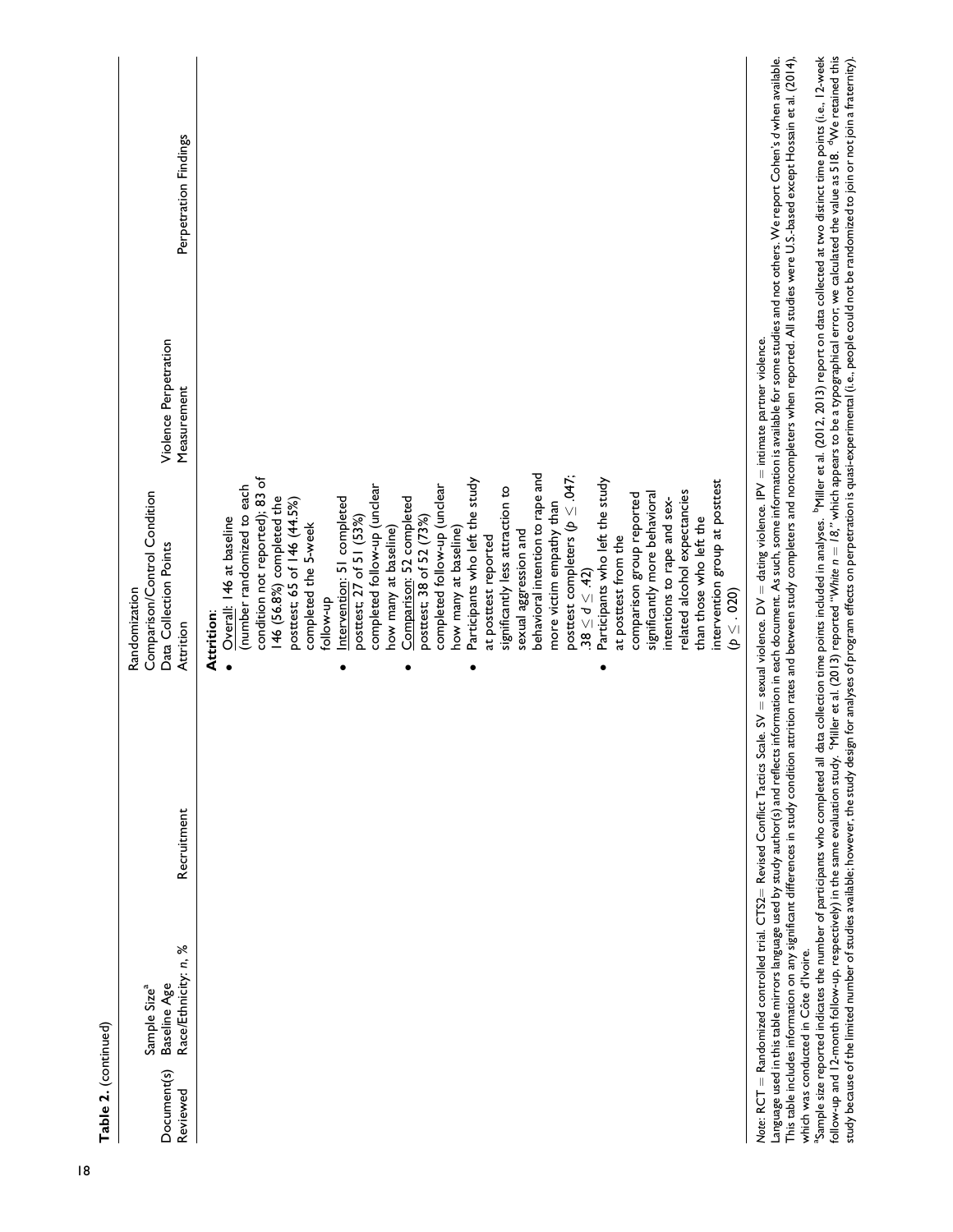**Table 2.** (continued)

| Document(s) Reviewed | Sample Size[a] Baseline Age Race/Ethnicity: n, % | Recruitment | Randomization Comparison/Control Condition Data Collection Points Attrition | Violence Perpetration Measurement | Perpetration Findings |
|---|---|---|---|---|---|
| | | | **Attrition**: <br>• Overall: 146 at baseline (number randomized to each condition not reported); 83 of 146 (56.8%) completed the posttest; 65 of 146 (44.5%) completed the 5-week follow-up <br>• Intervention: 51 completed posttest; 27 of 51 (53%) completed follow-up (unclear how many at baseline) <br>• Comparison: 52 completed posttest; 38 of 52 (73%) completed follow-up (unclear how many at baseline) <br>• Participants who left the study at posttest reported significantly less attraction to sexual aggression and behavioral intention to rape and more victim empathy than posttest completers ($p \leq .047$; $.38 \leq d \leq .42$) <br>• Participants who left the study at posttest from the comparison group reported significantly more behavioral intentions to rape and sex-related alcohol expectancies than those who left the intervention group at posttest ($p \leq .020$) | | |

*Note*: RCT = Randomized controlled trial. CTS2= Revised Conflict Tactics Scale. SV = sexual violence. DV = dating violence. IPV = intimate partner violence.
Language used in this table mirrors language used by study author(s) and reflects information in each document. As such, some information is available for some studies and not others. We report Cohen's *d* when available. This table includes information on any significant differences in study condition attrition rates and between study completers and noncompleters when reported. All studies were U.S.-based except Hossain et al. (2014), which was conducted in Côte d'Ivoire.
[a]Sample size reported indicates the number of participants who completed all data collection time points included in analyses. [b]Miller et al. (2012, 2013) report on data collected at two distinct time points (i.e., 12-week follow-up and 12-month follow-up, respectively) in the same evaluation study. [c]Miller et al. (2013) reported "*White n = 18*," which appears to be a typographical error; we calculated the value as 518. [d]We retained this study because of the limited number of studies available; however, the study design for analyses of program effects on perpetration is quasi-experimental (i.e., people could not be randomized to join or not join a fraternity).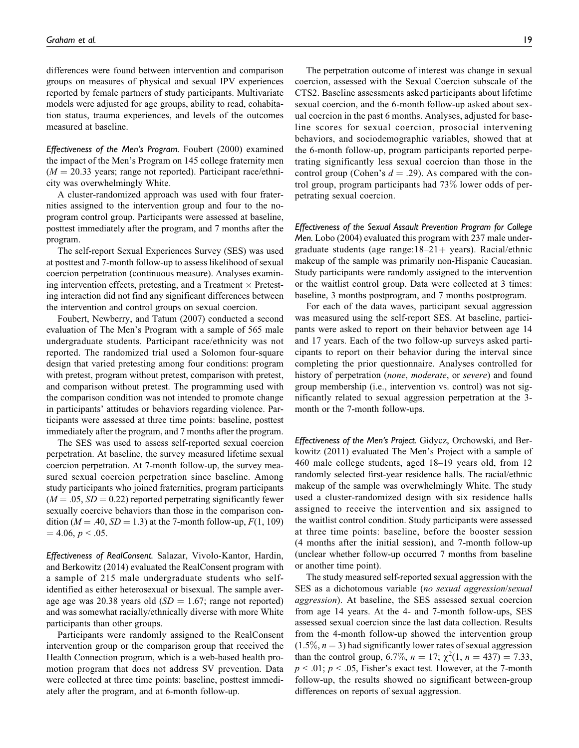differences were found between intervention and comparison groups on measures of physical and sexual IPV experiences reported by female partners of study participants. Multivariate models were adjusted for age groups, ability to read, cohabitation status, trauma experiences, and levels of the outcomes measured at baseline.

*Effectiveness of the Men's Program.* Foubert (2000) examined the impact of the Men's Program on 145 college fraternity men ($M = 20.33$ years; range not reported). Participant race/ethnicity was overwhelmingly White.

A cluster-randomized approach was used with four fraternities assigned to the intervention group and four to the no-program control group. Participants were assessed at baseline, posttest immediately after the program, and 7 months after the program.

The self-report Sexual Experiences Survey (SES) was used at posttest and 7-month follow-up to assess likelihood of sexual coercion perpetration (continuous measure). Analyses examining intervention effects, pretesting, and a Treatment $\times$ Pretesting interaction did not find any significant differences between the intervention and control groups on sexual coercion.

Foubert, Newberry, and Tatum (2007) conducted a second evaluation of The Men's Program with a sample of 565 male undergraduate students. Participant race/ethnicity was not reported. The randomized trial used a Solomon four-square design that varied pretesting among four conditions: program with pretest, program without pretest, comparison with pretest, and comparison without pretest. The programming used with the comparison condition was not intended to promote change in participants' attitudes or behaviors regarding violence. Participants were assessed at three time points: baseline, posttest immediately after the program, and 7 months after the program.

The SES was used to assess self-reported sexual coercion perpetration. At baseline, the survey measured lifetime sexual coercion perpetration. At 7-month follow-up, the survey measured sexual coercion perpetration since baseline. Among study participants who joined fraternities, program participants ($M = .05$, $SD = 0.22$) reported perpetrating significantly fewer sexually coercive behaviors than those in the comparison condition ($M = .40$, $SD = 1.3$) at the 7-month follow-up, $F(1, 109) = 4.06$, $p < .05$.

*Effectiveness of RealConsent.* Salazar, Vivolo-Kantor, Hardin, and Berkowitz (2014) evaluated the RealConsent program with a sample of 215 male undergraduate students who self-identified as either heterosexual or bisexual. The sample average age was 20.38 years old ($SD = 1.67$; range not reported) and was somewhat racially/ethnically diverse with more White participants than other groups.

Participants were randomly assigned to the RealConsent intervention group or the comparison group that received the Health Connection program, which is a web-based health promotion program that does not address SV prevention. Data were collected at three time points: baseline, posttest immediately after the program, and at 6-month follow-up.

The perpetration outcome of interest was change in sexual coercion, assessed with the Sexual Coercion subscale of the CTS2. Baseline assessments asked participants about lifetime sexual coercion, and the 6-month follow-up asked about sexual coercion in the past 6 months. Analyses, adjusted for baseline scores for sexual coercion, prosocial intervening behaviors, and sociodemographic variables, showed that at the 6-month follow-up, program participants reported perpetrating significantly less sexual coercion than those in the control group (Cohen's $d = .29$). As compared with the control group, program participants had 73% lower odds of perpetrating sexual coercion.

*Effectiveness of the Sexual Assault Prevention Program for College Men.* Lobo (2004) evaluated this program with 237 male undergraduate students (age range:18–21+ years). Racial/ethnic makeup of the sample was primarily non-Hispanic Caucasian. Study participants were randomly assigned to the intervention or the waitlist control group. Data were collected at 3 times: baseline, 3 months postprogram, and 7 months postprogram.

For each of the data waves, participant sexual aggression was measured using the self-report SES. At baseline, participants were asked to report on their behavior between age 14 and 17 years. Each of the two follow-up surveys asked participants to report on their behavior during the interval since completing the prior questionnaire. Analyses controlled for history of perpetration (*none*, *moderate*, or *severe*) and found group membership (i.e., intervention vs. control) was not significantly related to sexual aggression perpetration at the 3-month or the 7-month follow-ups.

*Effectiveness of the Men's Project.* Gidycz, Orchowski, and Berkowitz (2011) evaluated The Men's Project with a sample of 460 male college students, aged 18–19 years old, from 12 randomly selected first-year residence halls. The racial/ethnic makeup of the sample was overwhelmingly White. The study used a cluster-randomized design with six residence halls assigned to receive the intervention and six assigned to the waitlist control condition. Study participants were assessed at three time points: baseline, before the booster session (4 months after the initial session), and 7-month follow-up (unclear whether follow-up occurred 7 months from baseline or another time point).

The study measured self-reported sexual aggression with the SES as a dichotomous variable (*no sexual aggression*/*sexual aggression*). At baseline, the SES assessed sexual coercion from age 14 years. At the 4- and 7-month follow-ups, SES assessed sexual coercion since the last data collection. Results from the 4-month follow-up showed the intervention group (1.5%, $n = 3$) had significantly lower rates of sexual aggression than the control group, 6.7%, $n = 17$; $\chi^2(1, n = 437) = 7.33$, $p < .01$; $p < .05$, Fisher's exact test. However, at the 7-month follow-up, the results showed no significant between-group differences on reports of sexual aggression.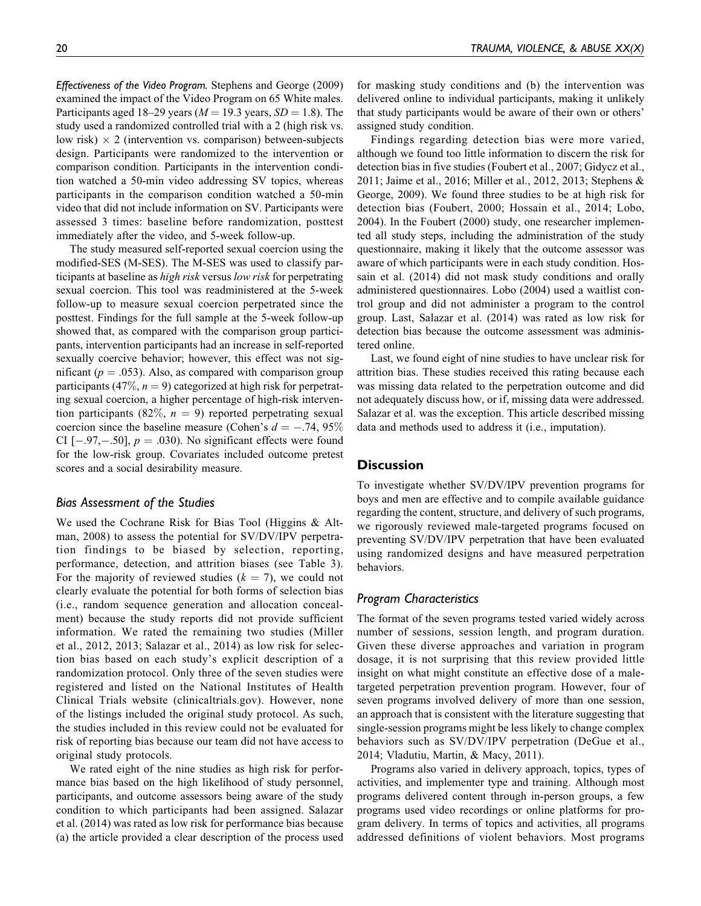*Effectiveness of the Video Program.* Stephens and George (2009) examined the impact of the Video Program on 65 White males. Participants aged 18–29 years ($M = 19.3$ years, $SD = 1.8$). The study used a randomized controlled trial with a 2 (high risk vs. low risk) × 2 (intervention vs. comparison) between-subjects design. Participants were randomized to the intervention or comparison condition. Participants in the intervention condition watched a 50-min video addressing SV topics, whereas participants in the comparison condition watched a 50-min video that did not include information on SV. Participants were assessed 3 times: baseline before randomization, posttest immediately after the video, and 5-week follow-up.

The study measured self-reported sexual coercion using the modified-SES (M-SES). The M-SES was used to classify participants at baseline as *high risk* versus *low risk* for perpetrating sexual coercion. This tool was readministered at the 5-week follow-up to measure sexual coercion perpetrated since the posttest. Findings for the full sample at the 5-week follow-up showed that, as compared with the comparison group participants, intervention participants had an increase in self-reported sexually coercive behavior; however, this effect was not significant ($p = .053$). Also, as compared with comparison group participants (47%, $n = 9$) categorized at high risk for perpetrating sexual coercion, a higher percentage of high-risk intervention participants (82%, $n = 9$) reported perpetrating sexual coercion since the baseline measure (Cohen's $d = -.74$, 95% CI $[-.97, -.50]$, $p = .030$). No significant effects were found for the low-risk group. Covariates included outcome pretest scores and a social desirability measure.

### Bias Assessment of the Studies

We used the Cochrane Risk for Bias Tool (Higgins & Altman, 2008) to assess the potential for SV/DV/IPV perpetration findings to be biased by selection, reporting, performance, detection, and attrition biases (see Table 3). For the majority of reviewed studies ($k = 7$), we could not clearly evaluate the potential for both forms of selection bias (i.e., random sequence generation and allocation concealment) because the study reports did not provide sufficient information. We rated the remaining two studies (Miller et al., 2012, 2013; Salazar et al., 2014) as low risk for selection bias based on each study's explicit description of a randomization protocol. Only three of the seven studies were registered and listed on the National Institutes of Health Clinical Trials website (clinicaltrials.gov). However, none of the listings included the original study protocol. As such, the studies included in this review could not be evaluated for risk of reporting bias because our team did not have access to original study protocols.

We rated eight of the nine studies as high risk for performance bias based on the high likelihood of study personnel, participants, and outcome assessors being aware of the study condition to which participants had been assigned. Salazar et al. (2014) was rated as low risk for performance bias because (a) the article provided a clear description of the process used for masking study conditions and (b) the intervention was delivered online to individual participants, making it unlikely that study participants would be aware of their own or others' assigned study condition.

Findings regarding detection bias were more varied, although we found too little information to discern the risk for detection bias in five studies (Foubert et al., 2007; Gidycz et al., 2011; Jaime et al., 2016; Miller et al., 2012, 2013; Stephens & George, 2009). We found three studies to be at high risk for detection bias (Foubert, 2000; Hossain et al., 2014; Lobo, 2004). In the Foubert (2000) study, one researcher implemented all study steps, including the administration of the study questionnaire, making it likely that the outcome assessor was aware of which participants were in each study condition. Hossain et al. (2014) did not mask study conditions and orally administered questionnaires. Lobo (2004) used a waitlist control group and did not administer a program to the control group. Last, Salazar et al. (2014) was rated as low risk for detection bias because the outcome assessment was administered online.

Last, we found eight of nine studies to have unclear risk for attrition bias. These studies received this rating because each was missing data related to the perpetration outcome and did not adequately discuss how, or if, missing data were addressed. Salazar et al. was the exception. This article described missing data and methods used to address it (i.e., imputation).

## Discussion

To investigate whether SV/DV/IPV prevention programs for boys and men are effective and to compile available guidance regarding the content, structure, and delivery of such programs, we rigorously reviewed male-targeted programs focused on preventing SV/DV/IPV perpetration that have been evaluated using randomized designs and have measured perpetration behaviors.

### Program Characteristics

The format of the seven programs tested varied widely across number of sessions, session length, and program duration. Given these diverse approaches and variation in program dosage, it is not surprising that this review provided little insight on what might constitute an effective dose of a male-targeted perpetration prevention program. However, four of seven programs involved delivery of more than one session, an approach that is consistent with the literature suggesting that single-session programs might be less likely to change complex behaviors such as SV/DV/IPV perpetration (DeGue et al., 2014; Vladutiu, Martin, & Macy, 2011).

Programs also varied in delivery approach, topics, types of activities, and implementer type and training. Although most programs delivered content through in-person groups, a few programs used video recordings or online platforms for program delivery. In terms of topics and activities, all programs addressed definitions of violent behaviors. Most programs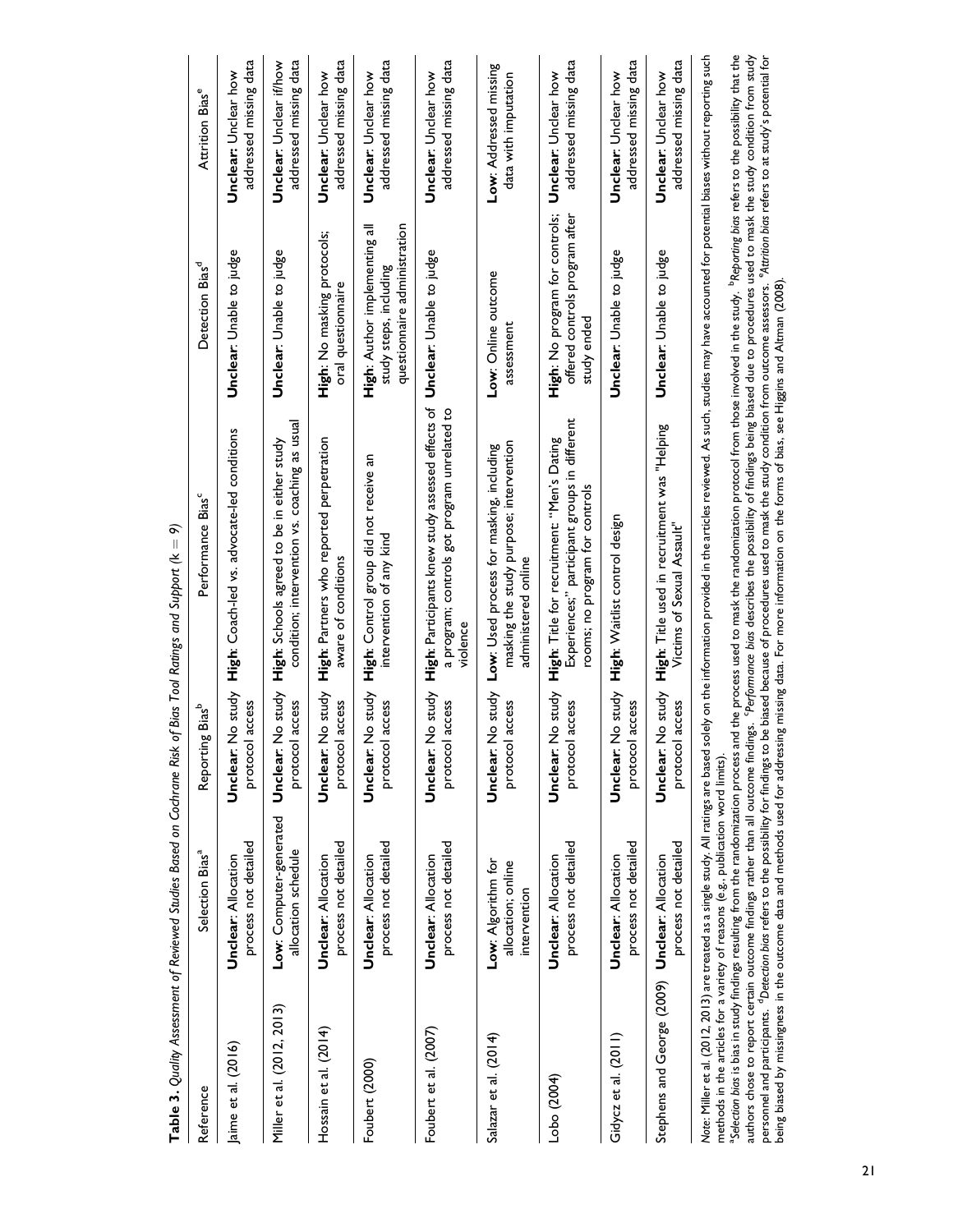**Table 3.** *Quality Assessment of Reviewed Studies Based on Cochrane Risk of Bias Tool Ratings and Support (k = 9)*

| Reference | Selection Bias[a] | Reporting Bias[b] | Performance Bias[c] | Detection Bias[d] | Attrition Bias[e] |
|---|---|---|---|---|---|
| Jaime et al. (2016) | **Unclear**: Allocation process not detailed | **Unclear**: No study protocol access | **High**: Coach-led vs. advocate-led conditions | **Unclear**: Unable to judge | **Unclear**: Unclear how addressed missing data |
| Miller et al. (2012, 2013) | **Low**: Computer-generated allocation schedule | **Unclear**: No study protocol access | **High**: Schools agreed to be in either study condition; intervention vs. coaching as usual | **Unclear**: Unable to judge | **Unclear**: Unclear if/how addressed missing data |
| Hossain et al. (2014) | **Unclear**: Allocation process not detailed | **Unclear**: No study protocol access | **High**: Partners who reported perpetration aware of conditions | **High**: No masking protocols; oral questionnaire | **Unclear**: Unclear how addressed missing data |
| Foubert (2000) | **Unclear**: Allocation process not detailed | **Unclear**: No study protocol access | **High**: Control group did not receive an intervention of any kind | **High**: Author implementing all study steps, including questionnaire administration | **Unclear**: Unclear how addressed missing data |
| Foubert et al. (2007) | **Unclear**: Allocation process not detailed | **Unclear**: No study protocol access | **High**: Participants knew study assessed effects of a program; controls got program unrelated to violence | **Unclear**: Unable to judge | **Unclear**: Unclear how addressed missing data |
| Salazar et al. (2014) | **Low**: Algorithm for allocation; online intervention | **Unclear**: No study protocol access | **Low**: Used process for masking, including masking the study purpose; intervention administered online | **Low**: Online outcome assessment | **Low**: Addressed missing data with imputation |
| Lobo (2004) | **Unclear**: Allocation process not detailed | **Unclear**: No study protocol access | **High**: Title for recruitment: "Men's Dating Experiences;" participant groups in different rooms; no program for controls | **High**: No program for controls; offered controls program after study ended | **Unclear**: Unclear how addressed missing data |
| Gidycz et al. (2011) | **Unclear**: Allocation process not detailed | **Unclear**: No study protocol access | **High**: Waitlist control design | **Unclear**: Unable to judge | **Unclear**: Unclear how addressed missing data |
| Stephens and George (2009) | **Unclear**: Allocation process not detailed | **Unclear**: No study protocol access | **High**: Title used in recruitment was "Helping Victims of Sexual Assault" | **Unclear**: Unable to judge | **Unclear**: Unclear how addressed missing data |

*Note*: Miller et al. (2012, 2013) are treated as a single study. All ratings are based solely on the information provided in the articles reviewed. As such, studies may have accounted for potential biases without reporting such methods in the articles for a variety of reasons (e.g., publication word limits).

[a]*Selection bias* is bias in study findings resulting from the randomization process and the process used to mask the randomization protocol from those involved in the study. [b]*Reporting bias* refers to the possibility that the authors chose to report certain outcome findings rather than all outcome findings. [c]*Performance bias* describes the possibility of findings being biased due to procedures used to mask the study condition from study personnel and participants. [d]*Detection bias* refers to the possibility for findings to be biased because of procedures used to mask the study condition from outcome assessors. [e]*Attrition bias* refers to at study's potential for being biased by missingness in the outcome data and methods used for addressing missing data. For more information on the forms of bias, see Higgins and Altman (2008).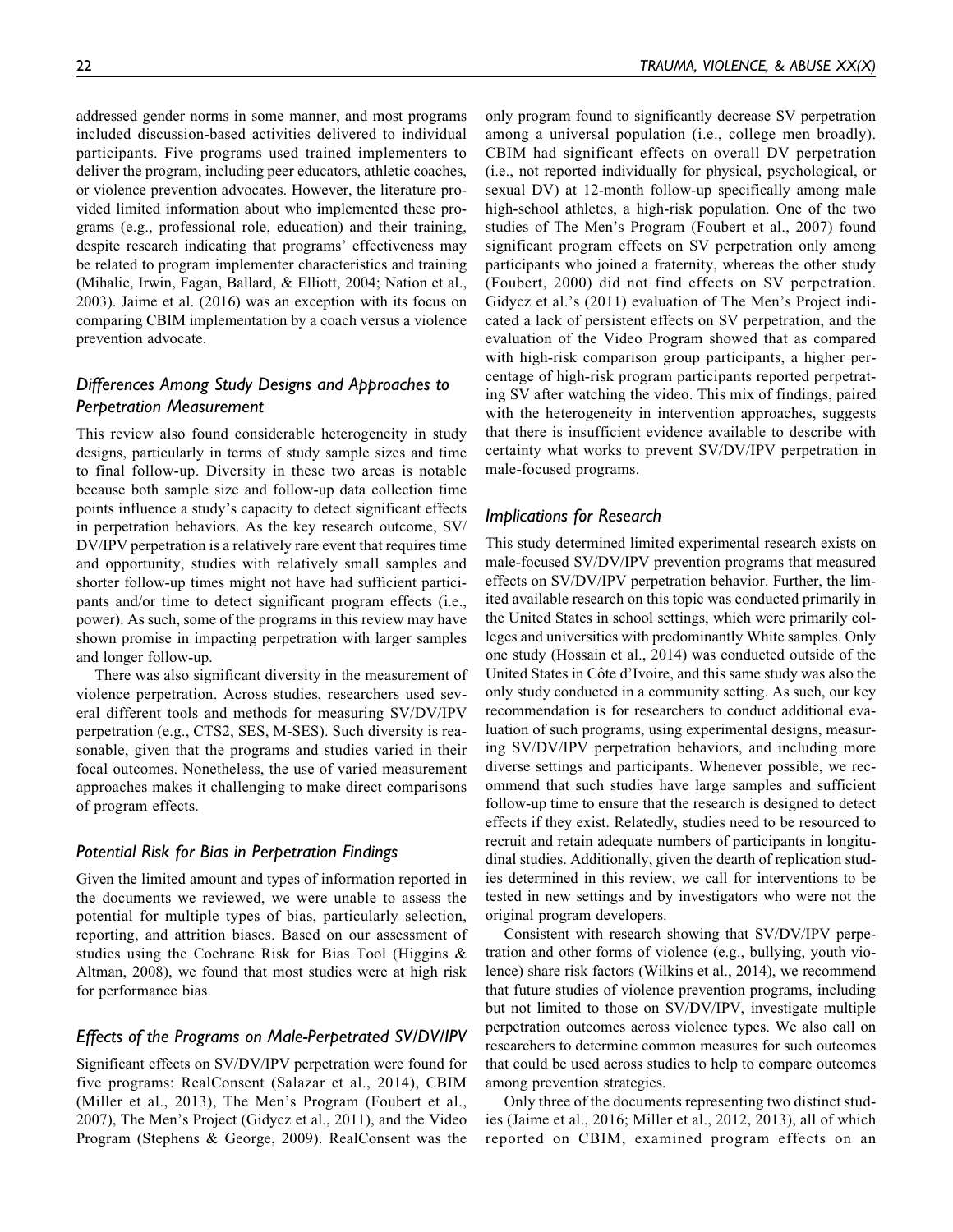addressed gender norms in some manner, and most programs included discussion-based activities delivered to individual participants. Five programs used trained implementers to deliver the program, including peer educators, athletic coaches, or violence prevention advocates. However, the literature provided limited information about who implemented these programs (e.g., professional role, education) and their training, despite research indicating that programs' effectiveness may be related to program implementer characteristics and training (Mihalic, Irwin, Fagan, Ballard, & Elliott, 2004; Nation et al., 2003). Jaime et al. (2016) was an exception with its focus on comparing CBIM implementation by a coach versus a violence prevention advocate.

### *Differences Among Study Designs and Approaches to Perpetration Measurement*

This review also found considerable heterogeneity in study designs, particularly in terms of study sample sizes and time to final follow-up. Diversity in these two areas is notable because both sample size and follow-up data collection time points influence a study's capacity to detect significant effects in perpetration behaviors. As the key research outcome, SV/DV/IPV perpetration is a relatively rare event that requires time and opportunity, studies with relatively small samples and shorter follow-up times might not have had sufficient participants and/or time to detect significant program effects (i.e., power). As such, some of the programs in this review may have shown promise in impacting perpetration with larger samples and longer follow-up.

There was also significant diversity in the measurement of violence perpetration. Across studies, researchers used several different tools and methods for measuring SV/DV/IPV perpetration (e.g., CTS2, SES, M-SES). Such diversity is reasonable, given that the programs and studies varied in their focal outcomes. Nonetheless, the use of varied measurement approaches makes it challenging to make direct comparisons of program effects.

### *Potential Risk for Bias in Perpetration Findings*

Given the limited amount and types of information reported in the documents we reviewed, we were unable to assess the potential for multiple types of bias, particularly selection, reporting, and attrition biases. Based on our assessment of studies using the Cochrane Risk for Bias Tool (Higgins & Altman, 2008), we found that most studies were at high risk for performance bias.

### *Effects of the Programs on Male-Perpetrated SV/DV/IPV*

Significant effects on SV/DV/IPV perpetration were found for five programs: RealConsent (Salazar et al., 2014), CBIM (Miller et al., 2013), The Men's Program (Foubert et al., 2007), The Men's Project (Gidycz et al., 2011), and the Video Program (Stephens & George, 2009). RealConsent was the only program found to significantly decrease SV perpetration among a universal population (i.e., college men broadly). CBIM had significant effects on overall DV perpetration (i.e., not reported individually for physical, psychological, or sexual DV) at 12-month follow-up specifically among male high-school athletes, a high-risk population. One of the two studies of The Men's Program (Foubert et al., 2007) found significant program effects on SV perpetration only among participants who joined a fraternity, whereas the other study (Foubert, 2000) did not find effects on SV perpetration. Gidycz et al.'s (2011) evaluation of The Men's Project indicated a lack of persistent effects on SV perpetration, and the evaluation of the Video Program showed that as compared with high-risk comparison group participants, a higher percentage of high-risk program participants reported perpetrating SV after watching the video. This mix of findings, paired with the heterogeneity in intervention approaches, suggests that there is insufficient evidence available to describe with certainty what works to prevent SV/DV/IPV perpetration in male-focused programs.

### *Implications for Research*

This study determined limited experimental research exists on male-focused SV/DV/IPV prevention programs that measured effects on SV/DV/IPV perpetration behavior. Further, the limited available research on this topic was conducted primarily in the United States in school settings, which were primarily colleges and universities with predominantly White samples. Only one study (Hossain et al., 2014) was conducted outside of the United States in Côte d'Ivoire, and this same study was also the only study conducted in a community setting. As such, our key recommendation is for researchers to conduct additional evaluation of such programs, using experimental designs, measuring SV/DV/IPV perpetration behaviors, and including more diverse settings and participants. Whenever possible, we recommend that such studies have large samples and sufficient follow-up time to ensure that the research is designed to detect effects if they exist. Relatedly, studies need to be resourced to recruit and retain adequate numbers of participants in longitudinal studies. Additionally, given the dearth of replication studies determined in this review, we call for interventions to be tested in new settings and by investigators who were not the original program developers.

Consistent with research showing that SV/DV/IPV perpetration and other forms of violence (e.g., bullying, youth violence) share risk factors (Wilkins et al., 2014), we recommend that future studies of violence prevention programs, including but not limited to those on SV/DV/IPV, investigate multiple perpetration outcomes across violence types. We also call on researchers to determine common measures for such outcomes that could be used across studies to help to compare outcomes among prevention strategies.

Only three of the documents representing two distinct studies (Jaime et al., 2016; Miller et al., 2012, 2013), all of which reported on CBIM, examined program effects on an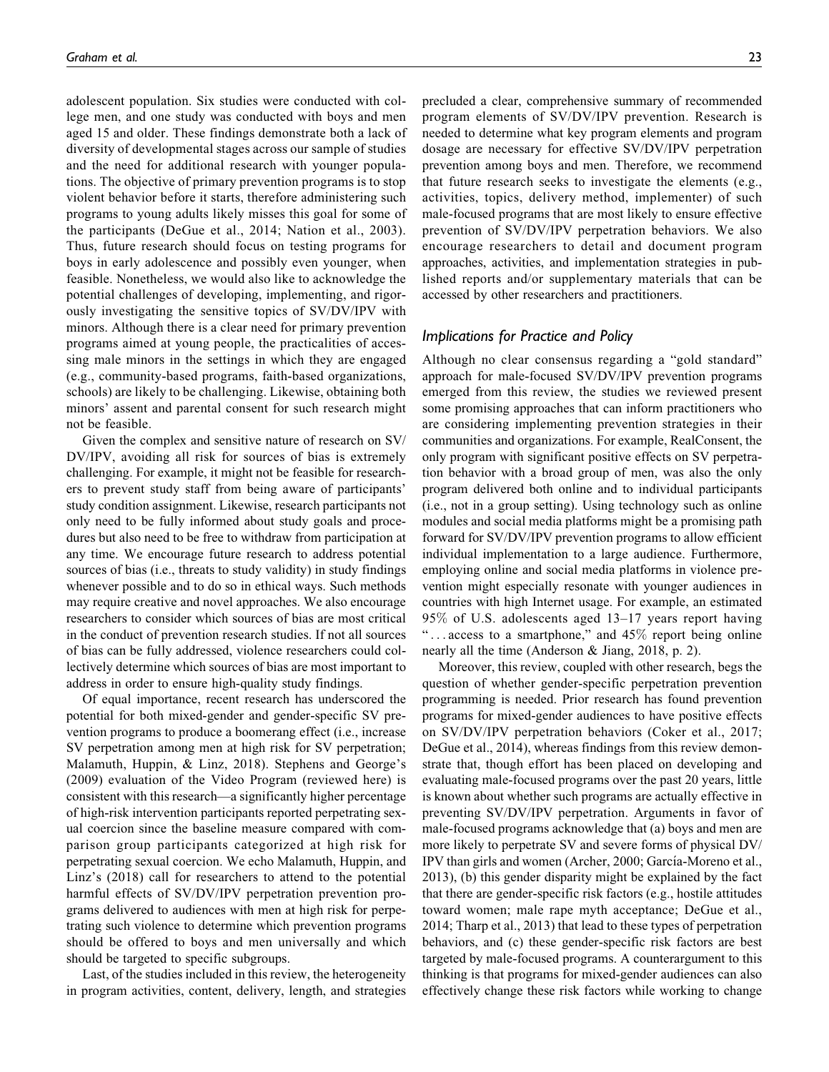adolescent population. Six studies were conducted with college men, and one study was conducted with boys and men aged 15 and older. These findings demonstrate both a lack of diversity of developmental stages across our sample of studies and the need for additional research with younger populations. The objective of primary prevention programs is to stop violent behavior before it starts, therefore administering such programs to young adults likely misses this goal for some of the participants (DeGue et al., 2014; Nation et al., 2003). Thus, future research should focus on testing programs for boys in early adolescence and possibly even younger, when feasible. Nonetheless, we would also like to acknowledge the potential challenges of developing, implementing, and rigorously investigating the sensitive topics of SV/DV/IPV with minors. Although there is a clear need for primary prevention programs aimed at young people, the practicalities of accessing male minors in the settings in which they are engaged (e.g., community-based programs, faith-based organizations, schools) are likely to be challenging. Likewise, obtaining both minors' assent and parental consent for such research might not be feasible.

Given the complex and sensitive nature of research on SV/DV/IPV, avoiding all risk for sources of bias is extremely challenging. For example, it might not be feasible for researchers to prevent study staff from being aware of participants' study condition assignment. Likewise, research participants not only need to be fully informed about study goals and procedures but also need to be free to withdraw from participation at any time. We encourage future research to address potential sources of bias (i.e., threats to study validity) in study findings whenever possible and to do so in ethical ways. Such methods may require creative and novel approaches. We also encourage researchers to consider which sources of bias are most critical in the conduct of prevention research studies. If not all sources of bias can be fully addressed, violence researchers could collectively determine which sources of bias are most important to address in order to ensure high-quality study findings.

Of equal importance, recent research has underscored the potential for both mixed-gender and gender-specific SV prevention programs to produce a boomerang effect (i.e., increase SV perpetration among men at high risk for SV perpetration; Malamuth, Huppin, & Linz, 2018). Stephens and George's (2009) evaluation of the Video Program (reviewed here) is consistent with this research—a significantly higher percentage of high-risk intervention participants reported perpetrating sexual coercion since the baseline measure compared with comparison group participants categorized at high risk for perpetrating sexual coercion. We echo Malamuth, Huppin, and Linz's (2018) call for researchers to attend to the potential harmful effects of SV/DV/IPV perpetration prevention programs delivered to audiences with men at high risk for perpetrating such violence to determine which prevention programs should be offered to boys and men universally and which should be targeted to specific subgroups.

Last, of the studies included in this review, the heterogeneity in program activities, content, delivery, length, and strategies precluded a clear, comprehensive summary of recommended program elements of SV/DV/IPV prevention. Research is needed to determine what key program elements and program dosage are necessary for effective SV/DV/IPV perpetration prevention among boys and men. Therefore, we recommend that future research seeks to investigate the elements (e.g., activities, topics, delivery method, implementer) of such male-focused programs that are most likely to ensure effective prevention of SV/DV/IPV perpetration behaviors. We also encourage researchers to detail and document program approaches, activities, and implementation strategies in published reports and/or supplementary materials that can be accessed by other researchers and practitioners.

### *Implications for Practice and Policy*

Although no clear consensus regarding a "gold standard" approach for male-focused SV/DV/IPV prevention programs emerged from this review, the studies we reviewed present some promising approaches that can inform practitioners who are considering implementing prevention strategies in their communities and organizations. For example, RealConsent, the only program with significant positive effects on SV perpetration behavior with a broad group of men, was also the only program delivered both online and to individual participants (i.e., not in a group setting). Using technology such as online modules and social media platforms might be a promising path forward for SV/DV/IPV prevention programs to allow efficient individual implementation to a large audience. Furthermore, employing online and social media platforms in violence prevention might especially resonate with younger audiences in countries with high Internet usage. For example, an estimated 95% of U.S. adolescents aged 13–17 years report having ". . . access to a smartphone," and 45% report being online nearly all the time (Anderson & Jiang, 2018, p. 2).

Moreover, this review, coupled with other research, begs the question of whether gender-specific perpetration prevention programming is needed. Prior research has found prevention programs for mixed-gender audiences to have positive effects on SV/DV/IPV perpetration behaviors (Coker et al., 2017; DeGue et al., 2014), whereas findings from this review demonstrate that, though effort has been placed on developing and evaluating male-focused programs over the past 20 years, little is known about whether such programs are actually effective in preventing SV/DV/IPV perpetration. Arguments in favor of male-focused programs acknowledge that (a) boys and men are more likely to perpetrate SV and severe forms of physical DV/IPV than girls and women (Archer, 2000; García-Moreno et al., 2013), (b) this gender disparity might be explained by the fact that there are gender-specific risk factors (e.g., hostile attitudes toward women; male rape myth acceptance; DeGue et al., 2014; Tharp et al., 2013) that lead to these types of perpetration behaviors, and (c) these gender-specific risk factors are best targeted by male-focused programs. A counterargument to this thinking is that programs for mixed-gender audiences can also effectively change these risk factors while working to change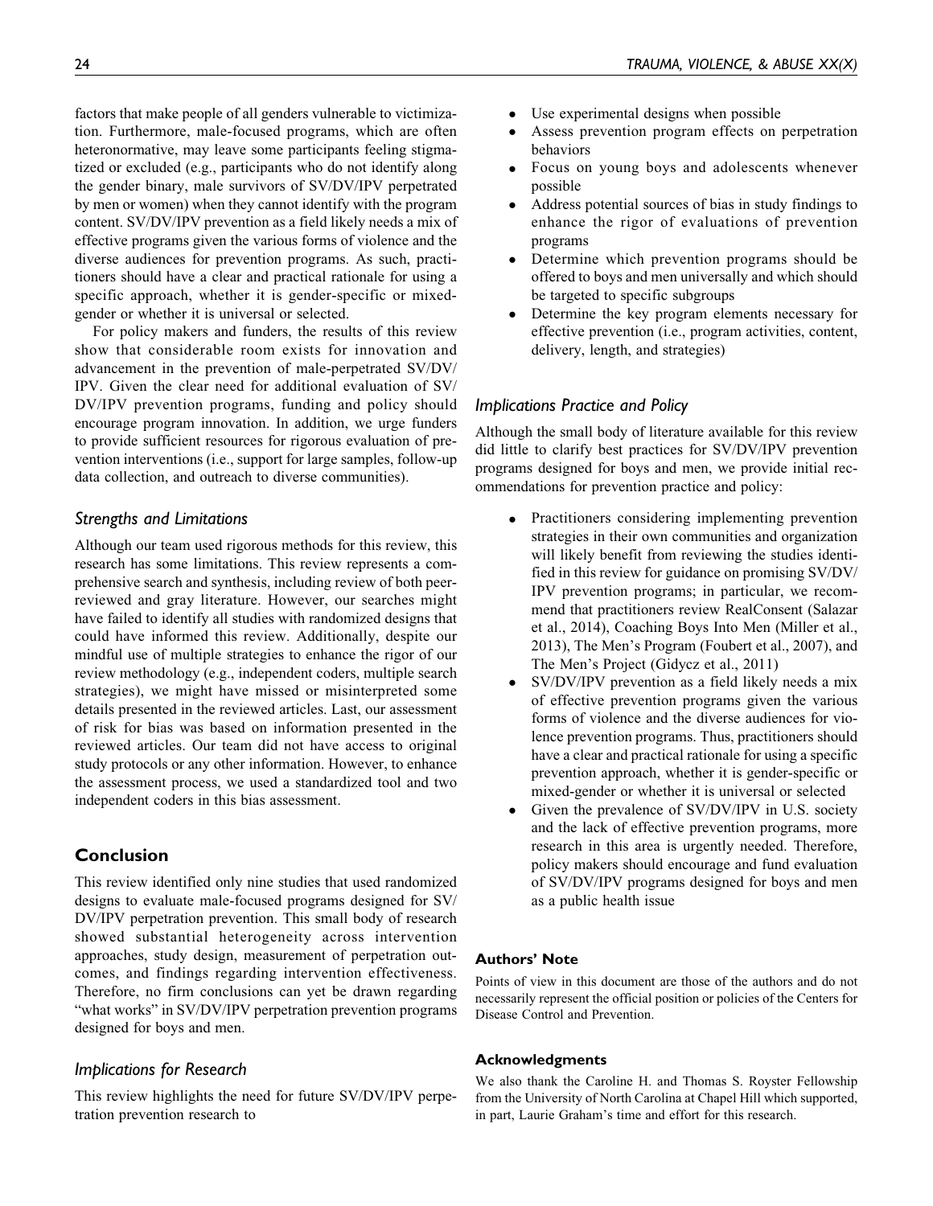factors that make people of all genders vulnerable to victimization. Furthermore, male-focused programs, which are often heteronormative, may leave some participants feeling stigmatized or excluded (e.g., participants who do not identify along the gender binary, male survivors of SV/DV/IPV perpetrated by men or women) when they cannot identify with the program content. SV/DV/IPV prevention as a field likely needs a mix of effective programs given the various forms of violence and the diverse audiences for prevention programs. As such, practitioners should have a clear and practical rationale for using a specific approach, whether it is gender-specific or mixed-gender or whether it is universal or selected.

For policy makers and funders, the results of this review show that considerable room exists for innovation and advancement in the prevention of male-perpetrated SV/DV/IPV. Given the clear need for additional evaluation of SV/DV/IPV prevention programs, funding and policy should encourage program innovation. In addition, we urge funders to provide sufficient resources for rigorous evaluation of prevention interventions (i.e., support for large samples, follow-up data collection, and outreach to diverse communities).

### *Strengths and Limitations*

Although our team used rigorous methods for this review, this research has some limitations. This review represents a comprehensive search and synthesis, including review of both peer-reviewed and gray literature. However, our searches might have failed to identify all studies with randomized designs that could have informed this review. Additionally, despite our mindful use of multiple strategies to enhance the rigor of our review methodology (e.g., independent coders, multiple search strategies), we might have missed or misinterpreted some details presented in the reviewed articles. Last, our assessment of risk for bias was based on information presented in the reviewed articles. Our team did not have access to original study protocols or any other information. However, to enhance the assessment process, we used a standardized tool and two independent coders in this bias assessment.

## Conclusion

This review identified only nine studies that used randomized designs to evaluate male-focused programs designed for SV/DV/IPV perpetration prevention. This small body of research showed substantial heterogeneity across intervention approaches, study design, measurement of perpetration outcomes, and findings regarding intervention effectiveness. Therefore, no firm conclusions can yet be drawn regarding "what works" in SV/DV/IPV perpetration prevention programs designed for boys and men.

### *Implications for Research*

This review highlights the need for future SV/DV/IPV perpetration prevention research to

- Use experimental designs when possible
- Assess prevention program effects on perpetration behaviors
- Focus on young boys and adolescents whenever possible
- Address potential sources of bias in study findings to enhance the rigor of evaluations of prevention programs
- Determine which prevention programs should be offered to boys and men universally and which should be targeted to specific subgroups
- Determine the key program elements necessary for effective prevention (i.e., program activities, content, delivery, length, and strategies)

### *Implications Practice and Policy*

Although the small body of literature available for this review did little to clarify best practices for SV/DV/IPV prevention programs designed for boys and men, we provide initial recommendations for prevention practice and policy:

- Practitioners considering implementing prevention strategies in their own communities and organization will likely benefit from reviewing the studies identified in this review for guidance on promising SV/DV/IPV prevention programs; in particular, we recommend that practitioners review RealConsent (Salazar et al., 2014), Coaching Boys Into Men (Miller et al., 2013), The Men's Program (Foubert et al., 2007), and The Men's Project (Gidycz et al., 2011)
- SV/DV/IPV prevention as a field likely needs a mix of effective prevention programs given the various forms of violence and the diverse audiences for violence prevention programs. Thus, practitioners should have a clear and practical rationale for using a specific prevention approach, whether it is gender-specific or mixed-gender or whether it is universal or selected
- Given the prevalence of SV/DV/IPV in U.S. society and the lack of effective prevention programs, more research in this area is urgently needed. Therefore, policy makers should encourage and fund evaluation of SV/DV/IPV programs designed for boys and men as a public health issue

#### Authors' Note

Points of view in this document are those of the authors and do not necessarily represent the official position or policies of the Centers for Disease Control and Prevention.

#### Acknowledgments

We also thank the Caroline H. and Thomas S. Royster Fellowship from the University of North Carolina at Chapel Hill which supported, in part, Laurie Graham's time and effort for this research.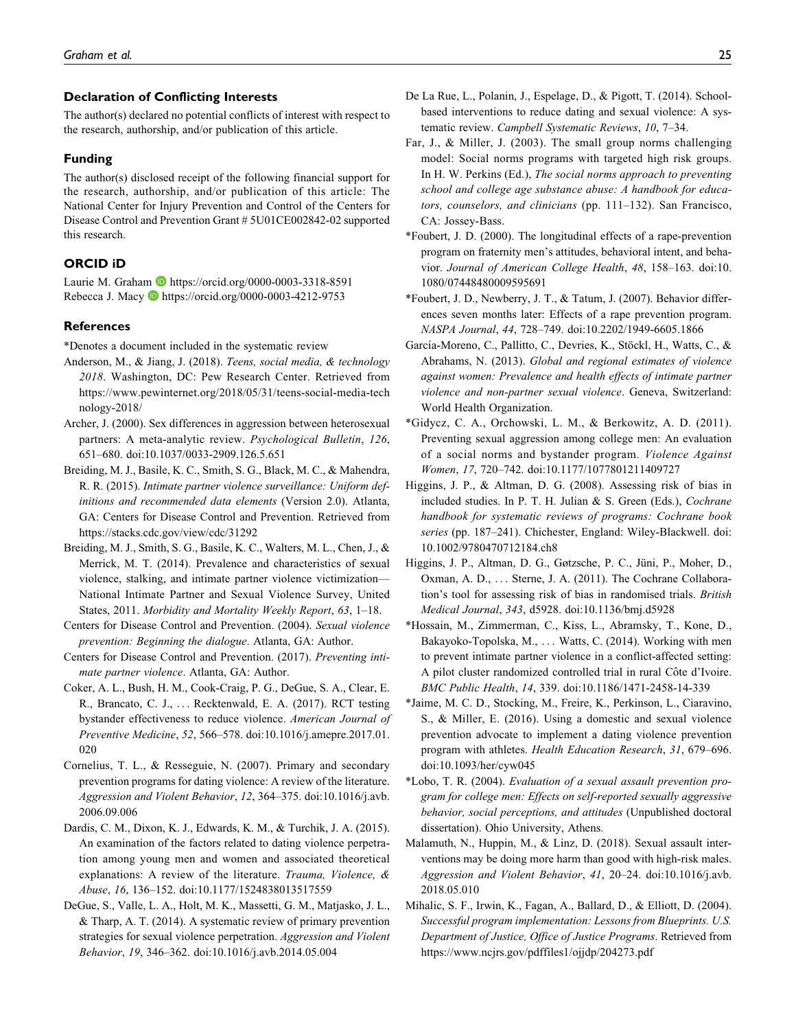## Declaration of Conflicting Interests

The author(s) declared no potential conflicts of interest with respect to the research, authorship, and/or publication of this article.

## Funding

The author(s) disclosed receipt of the following financial support for the research, authorship, and/or publication of this article: The National Center for Injury Prevention and Control of the Centers for Disease Control and Prevention Grant # 5U01CE002842-02 supported this research.

## ORCID iD

Laurie M. Graham https://orcid.org/0000-0003-3318-8591
Rebecca J. Macy https://orcid.org/0000-0003-4212-9753

## References

*Denotes a document included in the systematic review

Anderson, M., & Jiang, J. (2018). *Teens, social media, & technology 2018*. Washington, DC: Pew Research Center. Retrieved from https://www.pewinternet.org/2018/05/31/teens-social-media-technology-2018/

Archer, J. (2000). Sex differences in aggression between heterosexual partners: A meta-analytic review. *Psychological Bulletin*, *126*, 651–680. doi:10.1037/0033-2909.126.5.651

Breiding, M. J., Basile, K. C., Smith, S. G., Black, M. C., & Mahendra, R. R. (2015). *Intimate partner violence surveillance: Uniform definitions and recommended data elements* (Version 2.0). Atlanta, GA: Centers for Disease Control and Prevention. Retrieved from https://stacks.cdc.gov/view/cdc/31292

Breiding, M. J., Smith, S. G., Basile, K. C., Walters, M. L., Chen, J., & Merrick, M. T. (2014). Prevalence and characteristics of sexual violence, stalking, and intimate partner violence victimization—National Intimate Partner and Sexual Violence Survey, United States, 2011. *Morbidity and Mortality Weekly Report*, *63*, 1–18.

Centers for Disease Control and Prevention. (2004). *Sexual violence prevention: Beginning the dialogue*. Atlanta, GA: Author.

Centers for Disease Control and Prevention. (2017). *Preventing intimate partner violence*. Atlanta, GA: Author.

Coker, A. L., Bush, H. M., Cook-Craig, P. G., DeGue, S. A., Clear, E. R., Brancato, C. J., … Recktenwald, E. A. (2017). RCT testing bystander effectiveness to reduce violence. *American Journal of Preventive Medicine*, *52*, 566–578. doi:10.1016/j.amepre.2017.01.020

Cornelius, T. L., & Resseguie, N. (2007). Primary and secondary prevention programs for dating violence: A review of the literature. *Aggression and Violent Behavior*, *12*, 364–375. doi:10.1016/j.avb.2006.09.006

Dardis, C. M., Dixon, K. J., Edwards, K. M., & Turchik, J. A. (2015). An examination of the factors related to dating violence perpetration among young men and women and associated theoretical explanations: A review of the literature. *Trauma, Violence, & Abuse*, *16*, 136–152. doi:10.1177/1524838013517559

DeGue, S., Valle, L. A., Holt, M. K., Massetti, G. M., Matjasko, J. L., & Tharp, A. T. (2014). A systematic review of primary prevention strategies for sexual violence perpetration. *Aggression and Violent Behavior*, *19*, 346–362. doi:10.1016/j.avb.2014.05.004

De La Rue, L., Polanin, J., Espelage, D., & Pigott, T. (2014). School-based interventions to reduce dating and sexual violence: A systematic review. *Campbell Systematic Reviews*, *10*, 7–34.

Far, J., & Miller, J. (2003). The small group norms challenging model: Social norms programs with targeted high risk groups. In H. W. Perkins (Ed.), *The social norms approach to preventing school and college age substance abuse: A handbook for educators, counselors, and clinicians* (pp. 111–132). San Francisco, CA: Jossey-Bass.

*Foubert, J. D. (2000). The longitudinal effects of a rape-prevention program on fraternity men's attitudes, behavioral intent, and behavior. *Journal of American College Health*, *48*, 158–163. doi:10.1080/07448480009595691

*Foubert, J. D., Newberry, J. T., & Tatum, J. (2007). Behavior differences seven months later: Effects of a rape prevention program. *NASPA Journal*, *44*, 728–749. doi:10.2202/1949-6605.1866

García-Moreno, C., Pallitto, C., Devries, K., Stöckl, H., Watts, C., & Abrahams, N. (2013). *Global and regional estimates of violence against women: Prevalence and health effects of intimate partner violence and non-partner sexual violence*. Geneva, Switzerland: World Health Organization.

*Gidycz, C. A., Orchowski, L. M., & Berkowitz, A. D. (2011). Preventing sexual aggression among college men: An evaluation of a social norms and bystander program. *Violence Against Women*, *17*, 720–742. doi:10.1177/1077801211409727

Higgins, J. P., & Altman, D. G. (2008). Assessing risk of bias in included studies. In P. T. H. Julian & S. Green (Eds.), *Cochrane handbook for systematic reviews of programs: Cochrane book series* (pp. 187–241). Chichester, England: Wiley-Blackwell. doi:10.1002/9780470712184.ch8

Higgins, J. P., Altman, D. G., Gøtzsche, P. C., Jüni, P., Moher, D., Oxman, A. D., … Sterne, J. A. (2011). The Cochrane Collaboration's tool for assessing risk of bias in randomised trials. *British Medical Journal*, *343*, d5928. doi:10.1136/bmj.d5928

*Hossain, M., Zimmerman, C., Kiss, L., Abramsky, T., Kone, D., Bakayoko-Topolska, M., … Watts, C. (2014). Working with men to prevent intimate partner violence in a conflict-affected setting: A pilot cluster randomized controlled trial in rural Côte d'Ivoire. *BMC Public Health*, *14*, 339. doi:10.1186/1471-2458-14-339

*Jaime, M. C. D., Stocking, M., Freire, K., Perkinson, L., Ciaravino, S., & Miller, E. (2016). Using a domestic and sexual violence prevention advocate to implement a dating violence prevention program with athletes. *Health Education Research*, *31*, 679–696. doi:10.1093/her/cyw045

*Lobo, T. R. (2004). *Evaluation of a sexual assault prevention program for college men: Effects on self-reported sexually aggressive behavior, social perceptions, and attitudes* (Unpublished doctoral dissertation). Ohio University, Athens.

Malamuth, N., Huppin, M., & Linz, D. (2018). Sexual assault interventions may be doing more harm than good with high-risk males. *Aggression and Violent Behavior*, *41*, 20–24. doi:10.1016/j.avb.2018.05.010

Mihalic, S. F., Irwin, K., Fagan, A., Ballard, D., & Elliott, D. (2004). *Successful program implementation: Lessons from Blueprints. U.S. Department of Justice, Office of Justice Programs*. Retrieved from https://www.ncjrs.gov/pdffiles1/ojjdp/204273.pdf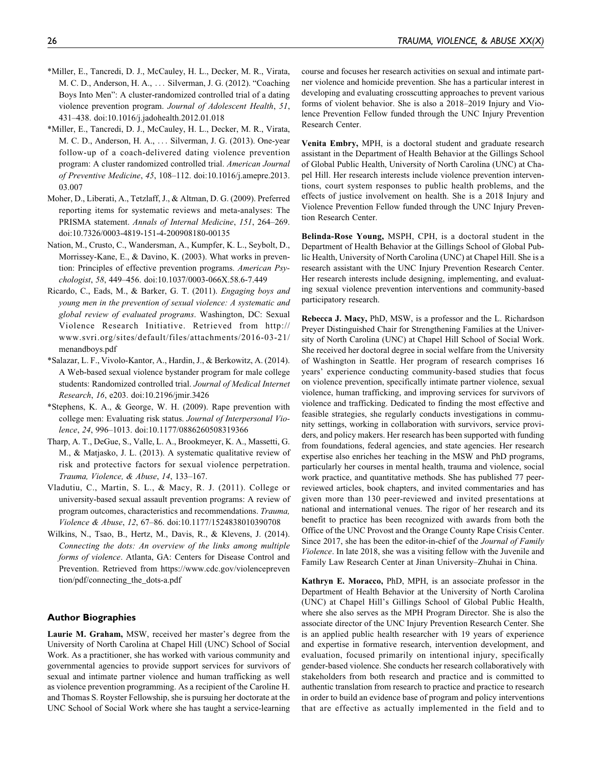*Miller, E., Tancredi, D. J., McCauley, H. L., Decker, M. R., Virata, M. C. D., Anderson, H. A., … Silverman, J. G. (2012). "Coaching Boys Into Men": A cluster-randomized controlled trial of a dating violence prevention program. *Journal of Adolescent Health*, *51*, 431–438. doi:10.1016/j.jadohealth.2012.01.018

*Miller, E., Tancredi, D. J., McCauley, H. L., Decker, M. R., Virata, M. C. D., Anderson, H. A., … Silverman, J. G. (2013). One-year follow-up of a coach-delivered dating violence prevention program: A cluster randomized controlled trial. *American Journal of Preventive Medicine*, *45*, 108–112. doi:10.1016/j.amepre.2013.03.007

Moher, D., Liberati, A., Tetzlaff, J., & Altman, D. G. (2009). Preferred reporting items for systematic reviews and meta-analyses: The PRISMA statement. *Annals of Internal Medicine*, *151*, 264–269. doi:10.7326/0003-4819-151-4-200908180-00135

Nation, M., Crusto, C., Wandersman, A., Kumpfer, K. L., Seybolt, D., Morrissey-Kane, E., & Davino, K. (2003). What works in prevention: Principles of effective prevention programs. *American Psychologist*, *58*, 449–456. doi:10.1037/0003-066X.58.6-7.449

Ricardo, C., Eads, M., & Barker, G. T. (2011). *Engaging boys and young men in the prevention of sexual violence: A systematic and global review of evaluated programs*. Washington, DC: Sexual Violence Research Initiative. Retrieved from http://www.svri.org/sites/default/files/attachments/2016-03-21/menandboys.pdf

*Salazar, L. F., Vivolo-Kantor, A., Hardin, J., & Berkowitz, A. (2014). A Web-based sexual violence bystander program for male college students: Randomized controlled trial. *Journal of Medical Internet Research*, *16*, e203. doi:10.2196/jmir.3426

*Stephens, K. A., & George, W. H. (2009). Rape prevention with college men: Evaluating risk status. *Journal of Interpersonal Violence*, *24*, 996–1013. doi:10.1177/0886260508319366

Tharp, A. T., DeGue, S., Valle, L. A., Brookmeyer, K. A., Massetti, G. M., & Matjasko, J. L. (2013). A systematic qualitative review of risk and protective factors for sexual violence perpetration. *Trauma, Violence, & Abuse*, *14*, 133–167.

Vladutiu, C., Martin, S. L., & Macy, R. J. (2011). College or university-based sexual assault prevention programs: A review of program outcomes, characteristics and recommendations. *Trauma, Violence & Abuse*, *12*, 67–86. doi:10.1177/1524838010390708

Wilkins, N., Tsao, B., Hertz, M., Davis, R., & Klevens, J. (2014). *Connecting the dots: An overview of the links among multiple forms of violence*. Atlanta, GA: Centers for Disease Control and Prevention. Retrieved from https://www.cdc.gov/violenceprevention/pdf/connecting_the_dots-a.pdf

## Author Biographies

**Laurie M. Graham,** MSW, received her master's degree from the University of North Carolina at Chapel Hill (UNC) School of Social Work. As a practitioner, she has worked with various community and governmental agencies to provide support services for survivors of sexual and intimate partner violence and human trafficking as well as violence prevention programming. As a recipient of the Caroline H. and Thomas S. Royster Fellowship, she is pursuing her doctorate at the UNC School of Social Work where she has taught a service-learning course and focuses her research activities on sexual and intimate partner violence and homicide prevention. She has a particular interest in developing and evaluating crosscutting approaches to prevent various forms of violent behavior. She is also a 2018–2019 Injury and Violence Prevention Fellow funded through the UNC Injury Prevention Research Center.

**Venita Embry,** MPH, is a doctoral student and graduate research assistant in the Department of Health Behavior at the Gillings School of Global Public Health, University of North Carolina (UNC) at Chapel Hill. Her research interests include violence prevention interventions, court system responses to public health problems, and the effects of justice involvement on health. She is a 2018 Injury and Violence Prevention Fellow funded through the UNC Injury Prevention Research Center.

**Belinda-Rose Young,** MSPH, CPH, is a doctoral student in the Department of Health Behavior at the Gillings School of Global Public Health, University of North Carolina (UNC) at Chapel Hill. She is a research assistant with the UNC Injury Prevention Research Center. Her research interests include designing, implementing, and evaluating sexual violence prevention interventions and community-based participatory research.

**Rebecca J. Macy,** PhD, MSW, is a professor and the L. Richardson Preyer Distinguished Chair for Strengthening Families at the University of North Carolina (UNC) at Chapel Hill School of Social Work. She received her doctoral degree in social welfare from the University of Washington in Seattle. Her program of research comprises 16 years' experience conducting community-based studies that focus on violence prevention, specifically intimate partner violence, sexual violence, human trafficking, and improving services for survivors of violence and trafficking. Dedicated to finding the most effective and feasible strategies, she regularly conducts investigations in community settings, working in collaboration with survivors, service providers, and policy makers. Her research has been supported with funding from foundations, federal agencies, and state agencies. Her research expertise also enriches her teaching in the MSW and PhD programs, particularly her courses in mental health, trauma and violence, social work practice, and quantitative methods. She has published 77 peer-reviewed articles, book chapters, and invited commentaries and has given more than 130 peer-reviewed and invited presentations at national and international venues. The rigor of her research and its benefit to practice has been recognized with awards from both the Office of the UNC Provost and the Orange County Rape Crisis Center. Since 2017, she has been the editor-in-chief of the *Journal of Family Violence*. In late 2018, she was a visiting fellow with the Juvenile and Family Law Research Center at Jinan University–Zhuhai in China.

**Kathryn E. Moracco,** PhD, MPH, is an associate professor in the Department of Health Behavior at the University of North Carolina (UNC) at Chapel Hill's Gillings School of Global Public Health, where she also serves as the MPH Program Director. She is also the associate director of the UNC Injury Prevention Research Center. She is an applied public health researcher with 19 years of experience and expertise in formative research, intervention development, and evaluation, focused primarily on intentional injury, specifically gender-based violence. She conducts her research collaboratively with stakeholders from both research and practice and is committed to authentic translation from research to practice and practice to research in order to build an evidence base of program and policy interventions that are effective as actually implemented in the field and to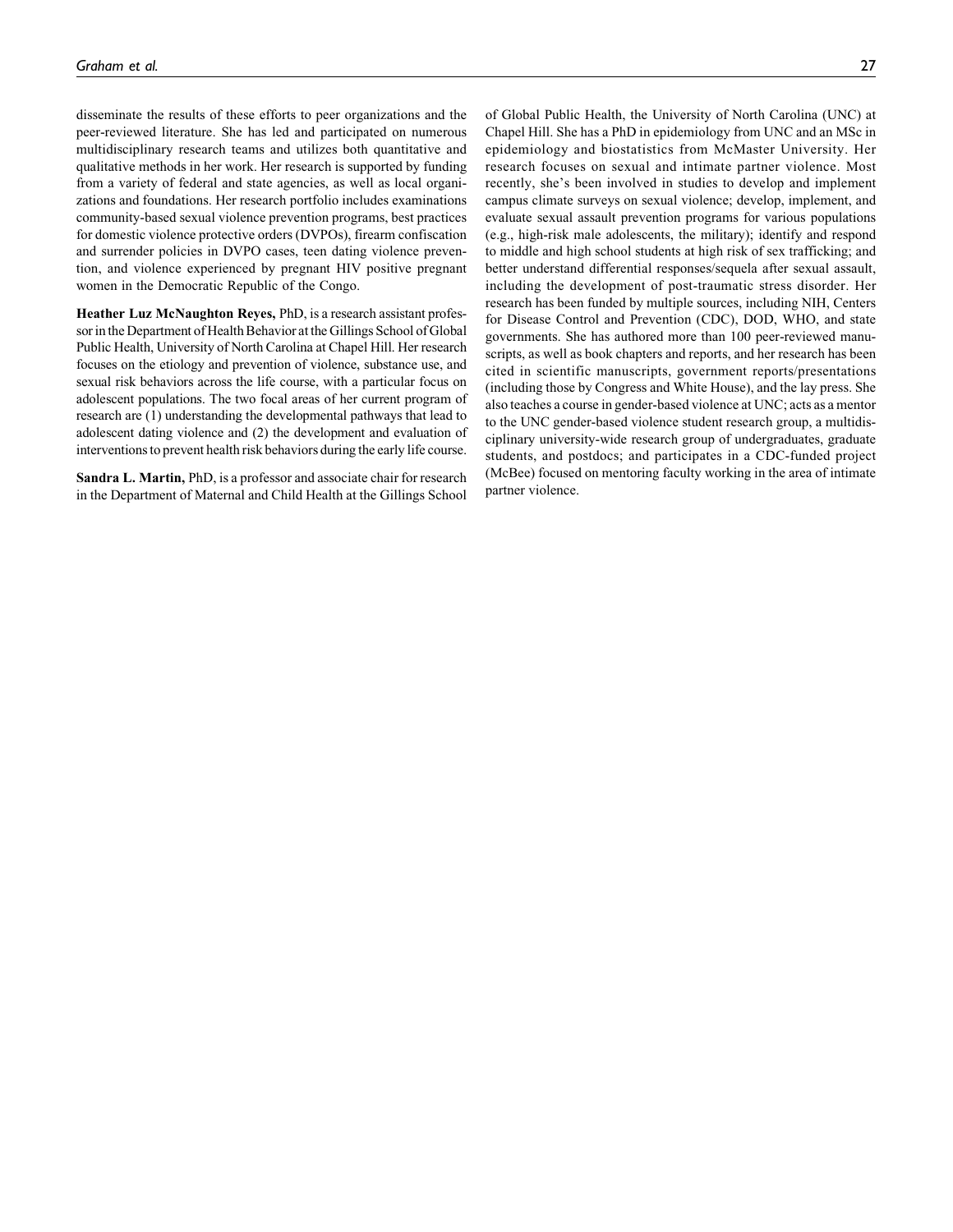disseminate the results of these efforts to peer organizations and the peer-reviewed literature. She has led and participated on numerous multidisciplinary research teams and utilizes both quantitative and qualitative methods in her work. Her research is supported by funding from a variety of federal and state agencies, as well as local organizations and foundations. Her research portfolio includes examinations community-based sexual violence prevention programs, best practices for domestic violence protective orders (DVPOs), firearm confiscation and surrender policies in DVPO cases, teen dating violence prevention, and violence experienced by pregnant HIV positive pregnant women in the Democratic Republic of the Congo.

**Heather Luz McNaughton Reyes,** PhD, is a research assistant professor in the Department of Health Behavior at the Gillings School of Global Public Health, University of North Carolina at Chapel Hill. Her research focuses on the etiology and prevention of violence, substance use, and sexual risk behaviors across the life course, with a particular focus on adolescent populations. The two focal areas of her current program of research are (1) understanding the developmental pathways that lead to adolescent dating violence and (2) the development and evaluation of interventions to prevent health risk behaviors during the early life course.

**Sandra L. Martin,** PhD, is a professor and associate chair for research in the Department of Maternal and Child Health at the Gillings School of Global Public Health, the University of North Carolina (UNC) at Chapel Hill. She has a PhD in epidemiology from UNC and an MSc in epidemiology and biostatistics from McMaster University. Her research focuses on sexual and intimate partner violence. Most recently, she's been involved in studies to develop and implement campus climate surveys on sexual violence; develop, implement, and evaluate sexual assault prevention programs for various populations (e.g., high-risk male adolescents, the military); identify and respond to middle and high school students at high risk of sex trafficking; and better understand differential responses/sequela after sexual assault, including the development of post-traumatic stress disorder. Her research has been funded by multiple sources, including NIH, Centers for Disease Control and Prevention (CDC), DOD, WHO, and state governments. She has authored more than 100 peer-reviewed manuscripts, as well as book chapters and reports, and her research has been cited in scientific manuscripts, government reports/presentations (including those by Congress and White House), and the lay press. She also teaches a course in gender-based violence at UNC; acts as a mentor to the UNC gender-based violence student research group, a multidisciplinary university-wide research group of undergraduates, graduate students, and postdocs; and participates in a CDC-funded project (McBee) focused on mentoring faculty working in the area of intimate partner violence.